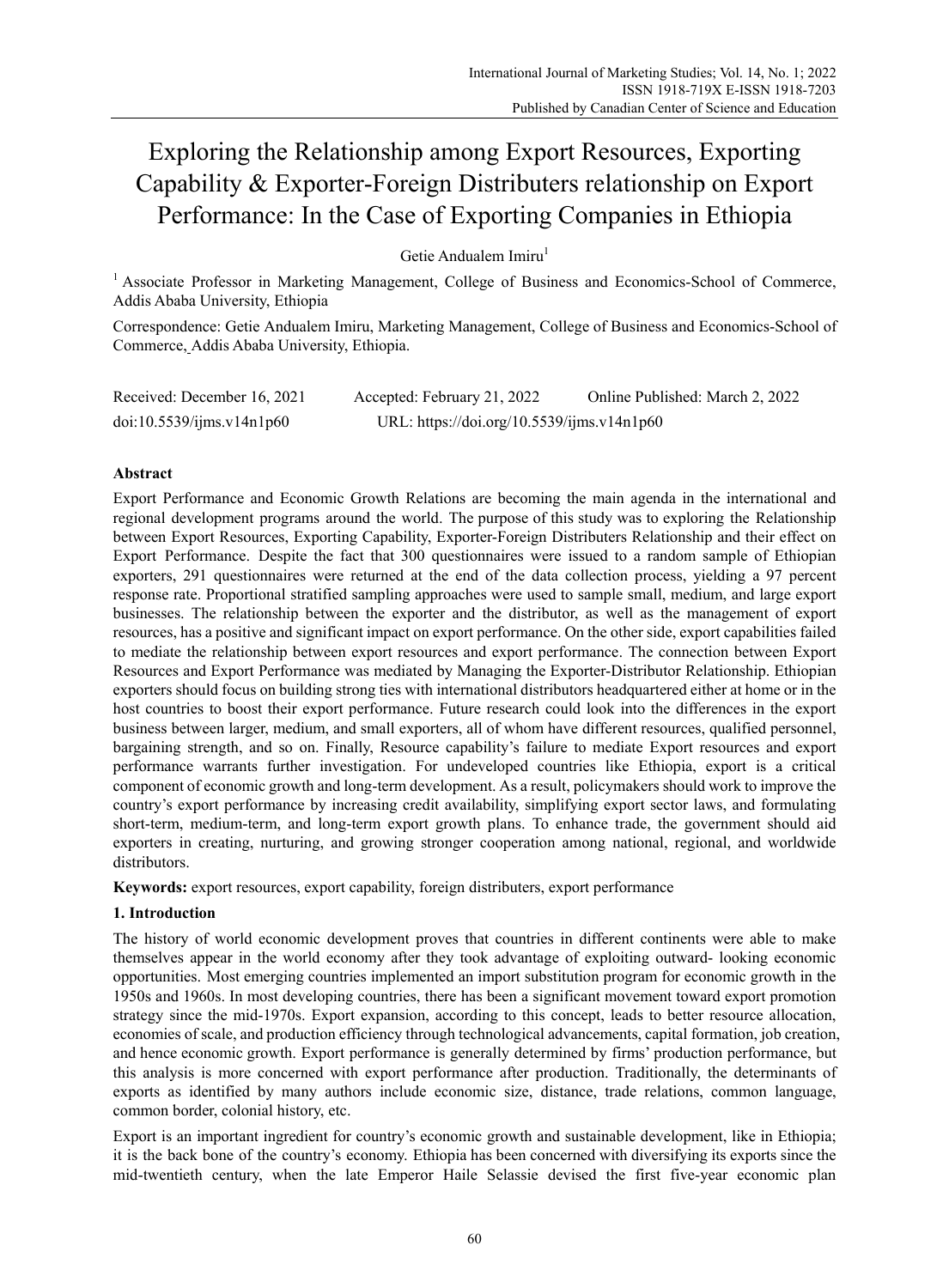# Exploring the Relationship among Export Resources, Exporting Capability & Exporter-Foreign Distributers relationship on Export Performance: In the Case of Exporting Companies in Ethiopia

Getie Andualem Imiru[1]

[1] Associate Professor in Marketing Management, College of Business and Economics-School of Commerce, Addis Ababa University, Ethiopia

Correspondence: Getie Andualem Imiru, Marketing Management, College of Business and Economics-School of Commerce, Addis Ababa University, Ethiopia.

Received: December 16, 2021 Accepted: February 21, 2022 Online Published: March 2, 2022

doi:10.5539/ijms.v14n1p60 URL: https://doi.org/10.5539/ijms.v14n1p60

## Abstract

Export Performance and Economic Growth Relations are becoming the main agenda in the international and regional development programs around the world. The purpose of this study was to exploring the Relationship between Export Resources, Exporting Capability, Exporter-Foreign Distributers Relationship and their effect on Export Performance. Despite the fact that 300 questionnaires were issued to a random sample of Ethiopian exporters, 291 questionnaires were returned at the end of the data collection process, yielding a 97 percent response rate. Proportional stratified sampling approaches were used to sample small, medium, and large export businesses. The relationship between the exporter and the distributor, as well as the management of export resources, has a positive and significant impact on export performance. On the other side, export capabilities failed to mediate the relationship between export resources and export performance. The connection between Export Resources and Export Performance was mediated by Managing the Exporter-Distributor Relationship. Ethiopian exporters should focus on building strong ties with international distributors headquartered either at home or in the host countries to boost their export performance. Future research could look into the differences in the export business between larger, medium, and small exporters, all of whom have different resources, qualified personnel, bargaining strength, and so on. Finally, Resource capability's failure to mediate Export resources and export performance warrants further investigation. For undeveloped countries like Ethiopia, export is a critical component of economic growth and long-term development. As a result, policymakers should work to improve the country's export performance by increasing credit availability, simplifying export sector laws, and formulating short-term, medium-term, and long-term export growth plans. To enhance trade, the government should aid exporters in creating, nurturing, and growing stronger cooperation among national, regional, and worldwide distributors.

**Keywords:** export resources, export capability, foreign distributers, export performance

## 1. Introduction

The history of world economic development proves that countries in different continents were able to make themselves appear in the world economy after they took advantage of exploiting outward- looking economic opportunities. Most emerging countries implemented an import substitution program for economic growth in the 1950s and 1960s. In most developing countries, there has been a significant movement toward export promotion strategy since the mid-1970s. Export expansion, according to this concept, leads to better resource allocation, economies of scale, and production efficiency through technological advancements, capital formation, job creation, and hence economic growth. Export performance is generally determined by firms' production performance, but this analysis is more concerned with export performance after production. Traditionally, the determinants of exports as identified by many authors include economic size, distance, trade relations, common language, common border, colonial history, etc.

Export is an important ingredient for country's economic growth and sustainable development, like in Ethiopia; it is the back bone of the country's economy. Ethiopia has been concerned with diversifying its exports since the mid-twentieth century, when the late Emperor Haile Selassie devised the first five-year economic plan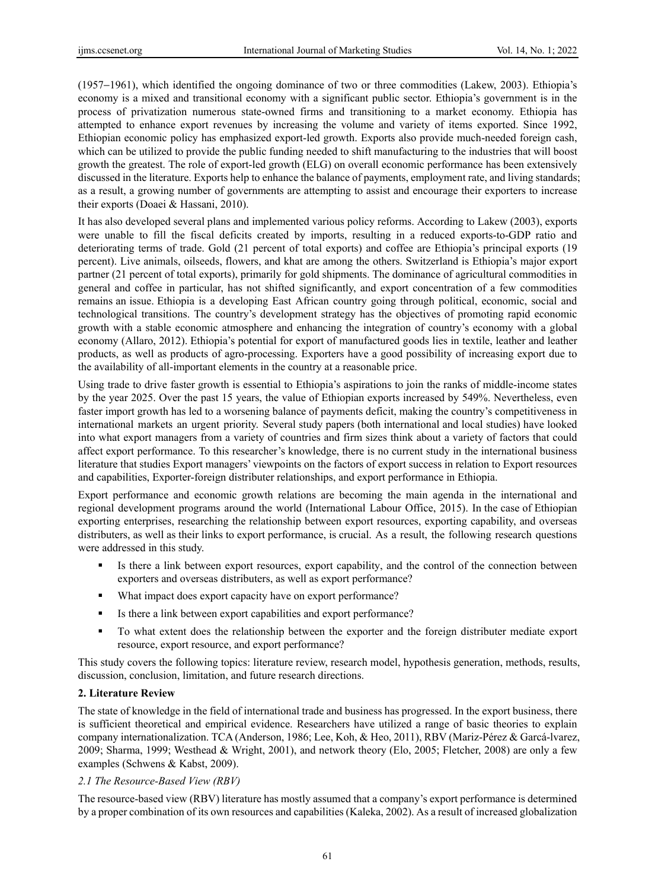(1957‒1961), which identified the ongoing dominance of two or three commodities (Lakew, 2003). Ethiopia's economy is a mixed and transitional economy with a significant public sector. Ethiopia's government is in the process of privatization numerous state-owned firms and transitioning to a market economy. Ethiopia has attempted to enhance export revenues by increasing the volume and variety of items exported. Since 1992, Ethiopian economic policy has emphasized export-led growth. Exports also provide much-needed foreign cash, which can be utilized to provide the public funding needed to shift manufacturing to the industries that will boost growth the greatest. The role of export-led growth (ELG) on overall economic performance has been extensively discussed in the literature. Exports help to enhance the balance of payments, employment rate, and living standards; as a result, a growing number of governments are attempting to assist and encourage their exporters to increase their exports (Doaei & Hassani, 2010).

It has also developed several plans and implemented various policy reforms. According to Lakew (2003), exports were unable to fill the fiscal deficits created by imports, resulting in a reduced exports-to-GDP ratio and deteriorating terms of trade. Gold (21 percent of total exports) and coffee are Ethiopia's principal exports (19 percent). Live animals, oilseeds, flowers, and khat are among the others. Switzerland is Ethiopia's major export partner (21 percent of total exports), primarily for gold shipments. The dominance of agricultural commodities in general and coffee in particular, has not shifted significantly, and export concentration of a few commodities remains an issue. Ethiopia is a developing East African country going through political, economic, social and technological transitions. The country's development strategy has the objectives of promoting rapid economic growth with a stable economic atmosphere and enhancing the integration of country's economy with a global economy (Allaro, 2012). Ethiopia's potential for export of manufactured goods lies in textile, leather and leather products, as well as products of agro-processing. Exporters have a good possibility of increasing export due to the availability of all-important elements in the country at a reasonable price.

Using trade to drive faster growth is essential to Ethiopia's aspirations to join the ranks of middle-income states by the year 2025. Over the past 15 years, the value of Ethiopian exports increased by 549%. Nevertheless, even faster import growth has led to a worsening balance of payments deficit, making the country's competitiveness in international markets an urgent priority. Several study papers (both international and local studies) have looked into what export managers from a variety of countries and firm sizes think about a variety of factors that could affect export performance. To this researcher's knowledge, there is no current study in the international business literature that studies Export managers' viewpoints on the factors of export success in relation to Export resources and capabilities, Exporter-foreign distributer relationships, and export performance in Ethiopia.

Export performance and economic growth relations are becoming the main agenda in the international and regional development programs around the world (International Labour Office, 2015). In the case of Ethiopian exporting enterprises, researching the relationship between export resources, exporting capability, and overseas distributers, as well as their links to export performance, is crucial. As a result, the following research questions were addressed in this study.

- Is there a link between export resources, export capability, and the control of the connection between exporters and overseas distributers, as well as export performance?
- What impact does export capacity have on export performance?
- Is there a link between export capabilities and export performance?
- To what extent does the relationship between the exporter and the foreign distributer mediate export resource, export resource, and export performance?

This study covers the following topics: literature review, research model, hypothesis generation, methods, results, discussion, conclusion, limitation, and future research directions.

## 2. Literature Review

The state of knowledge in the field of international trade and business has progressed. In the export business, there is sufficient theoretical and empirical evidence. Researchers have utilized a range of basic theories to explain company internationalization. TCA (Anderson, 1986; Lee, Koh, & Heo, 2011), RBV (Mariz-Pérez & Gracá-lvarez, 2009; Sharma, 1999; Westhead & Wright, 2001), and network theory (Elo, 2005; Fletcher, 2008) are only a few examples (Schwens & Kabst, 2009).

### *2.1 The Resource-Based View (RBV)*

The resource-based view (RBV) literature has mostly assumed that a company's export performance is determined by a proper combination of its own resources and capabilities (Kaleka, 2002). As a result of increased globalization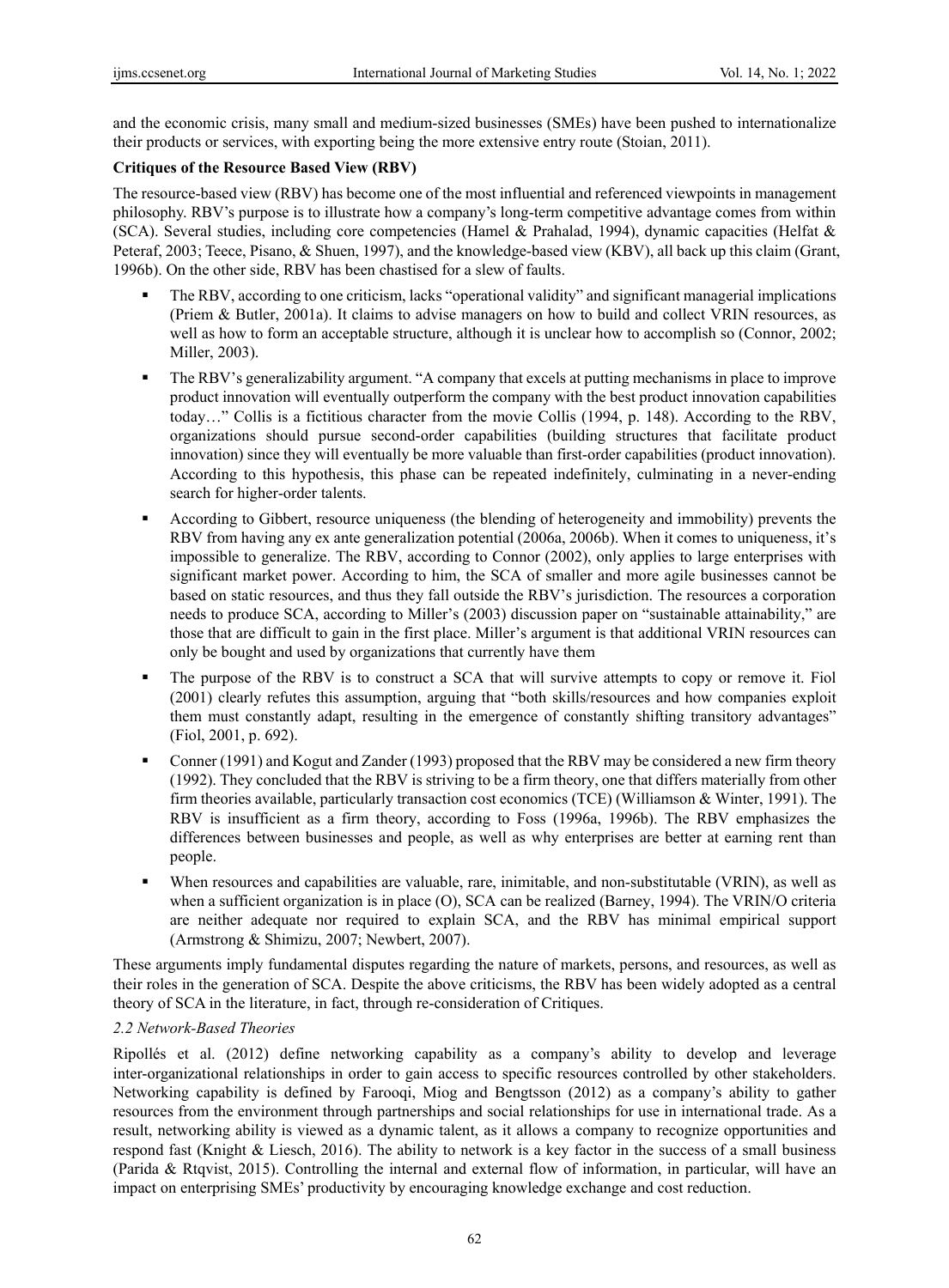and the economic crisis, many small and medium-sized businesses (SMEs) have been pushed to internationalize their products or services, with exporting being the more extensive entry route (Stoian, 2011).

**Critiques of the Resource Based View (RBV)**

The resource-based view (RBV) has become one of the most influential and referenced viewpoints in management philosophy. RBV's purpose is to illustrate how a company's long-term competitive advantage comes from within (SCA). Several studies, including core competencies (Hamel & Prahalad, 1994), dynamic capacities (Helfat & Peteraf, 2003; Teece, Pisano, & Shuen, 1997), and the knowledge-based view (KBV), all back up this claim (Grant, 1996b). On the other side, RBV has been chastised for a slew of faults.

- The RBV, according to one criticism, lacks "operational validity" and significant managerial implications (Priem & Butler, 2001a). It claims to advise managers on how to build and collect VRIN resources, as well as how to form an acceptable structure, although it is unclear how to accomplish so (Connor, 2002; Miller, 2003).
- The RBV's generalizability argument. "A company that excels at putting mechanisms in place to improve product innovation will eventually outperform the company with the best product innovation capabilities today…" Collis is a fictitious character from the movie Collis (1994, p. 148). According to the RBV, organizations should pursue second-order capabilities (building structures that facilitate product innovation) since they will eventually be more valuable than first-order capabilities (product innovation). According to this hypothesis, this phase can be repeated indefinitely, culminating in a never-ending search for higher-order talents.
- According to Gibbert, resource uniqueness (the blending of heterogeneity and immobility) prevents the RBV from having any ex ante generalization potential (2006a, 2006b). When it comes to uniqueness, it's impossible to generalize. The RBV, according to Connor (2002), only applies to large enterprises with significant market power. According to him, the SCA of smaller and more agile businesses cannot be based on static resources, and thus they fall outside the RBV's jurisdiction. The resources a corporation needs to produce SCA, according to Miller's (2003) discussion paper on "sustainable attainability," are those that are difficult to gain in the first place. Miller's argument is that additional VRIN resources can only be bought and used by organizations that currently have them
- The purpose of the RBV is to construct a SCA that will survive attempts to copy or remove it. Fiol (2001) clearly refutes this assumption, arguing that "both skills/resources and how companies exploit them must constantly adapt, resulting in the emergence of constantly shifting transitory advantages" (Fiol, 2001, p. 692).
- Conner (1991) and Kogut and Zander (1993) proposed that the RBV may be considered a new firm theory (1992). They concluded that the RBV is striving to be a firm theory, one that differs materially from other firm theories available, particularly transaction cost economics (TCE) (Williamson & Winter, 1991). The RBV is insufficient as a firm theory, according to Foss (1996a, 1996b). The RBV emphasizes the differences between businesses and people, as well as why enterprises are better at earning rent than people.
- When resources and capabilities are valuable, rare, inimitable, and non-substitutable (VRIN), as well as when a sufficient organization is in place (O), SCA can be realized (Barney, 1994). The VRIN/O criteria are neither adequate nor required to explain SCA, and the RBV has minimal empirical support (Armstrong & Shimizu, 2007; Newbert, 2007).

These arguments imply fundamental disputes regarding the nature of markets, persons, and resources, as well as their roles in the generation of SCA. Despite the above criticisms, the RBV has been widely adopted as a central theory of SCA in the literature, in fact, through re-consideration of Critiques.

### *2.2 Network-Based Theories*

Ripollés et al. (2012) define networking capability as a company's ability to develop and leverage inter-organizational relationships in order to gain access to specific resources controlled by other stakeholders. Networking capability is defined by Farooqi, Miog and Bengtsson (2012) as a company's ability to gather resources from the environment through partnerships and social relationships for use in international trade. As a result, networking ability is viewed as a dynamic talent, as it allows a company to recognize opportunities and respond fast (Knight & Liesch, 2016). The ability to network is a key factor in the success of a small business (Parida & Rtqvist, 2015). Controlling the internal and external flow of information, in particular, will have an impact on enterprising SMEs' productivity by encouraging knowledge exchange and cost reduction.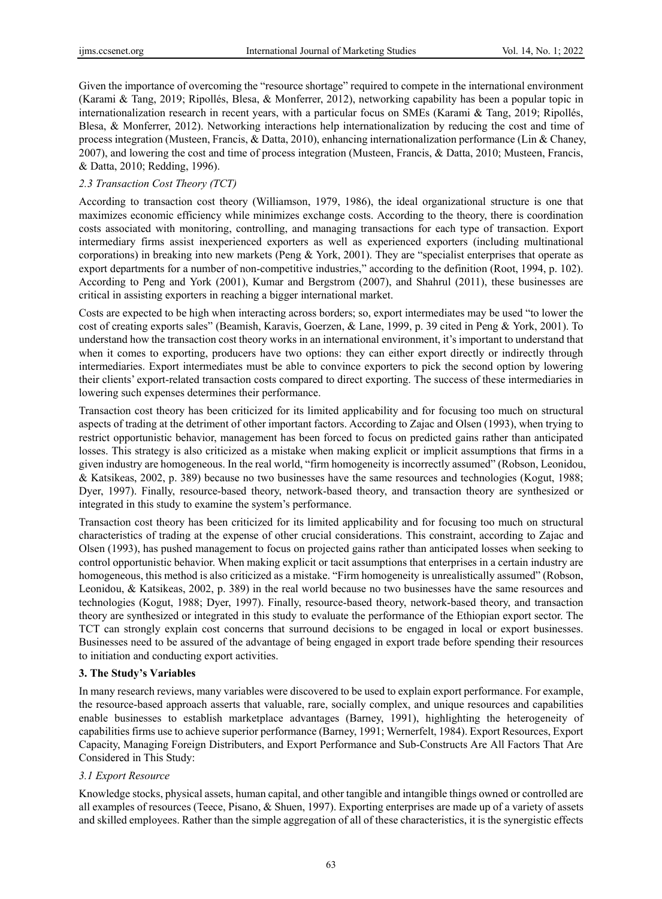Given the importance of overcoming the "resource shortage" required to compete in the international environment (Karami & Tang, 2019; Ripollés, Blesa, & Monferrer, 2012), networking capability has been a popular topic in internationalization research in recent years, with a particular focus on SMEs (Karami & Tang, 2019; Ripollés, Blesa, & Monferrer, 2012). Networking interactions help internationalization by reducing the cost and time of process integration (Musteen, Francis, & Datta, 2010), enhancing internationalization performance (Lin & Chaney, 2007), and lowering the cost and time of process integration (Musteen, Francis, & Datta, 2010; Musteen, Francis, & Datta, 2010; Redding, 1996).

### *2.3 Transaction Cost Theory (TCT)*

According to transaction cost theory (Williamson, 1979, 1986), the ideal organizational structure is one that maximizes economic efficiency while minimizes exchange costs. According to the theory, there is coordination costs associated with monitoring, controlling, and managing transactions for each type of transaction. Export intermediary firms assist inexperienced exporters as well as experienced exporters (including multinational corporations) in breaking into new markets (Peng & York, 2001). They are "specialist enterprises that operate as export departments for a number of non-competitive industries," according to the definition (Root, 1994, p. 102). According to Peng and York (2001), Kumar and Bergstrom (2007), and Shahrul (2011), these businesses are critical in assisting exporters in reaching a bigger international market.

Costs are expected to be high when interacting across borders; so, export intermediates may be used "to lower the cost of creating exports sales" (Beamish, Karavis, Goerzen, & Lane, 1999, p. 39 cited in Peng & York, 2001). To understand how the transaction cost theory works in an international environment, it's important to understand that when it comes to exporting, producers have two options: they can either export directly or indirectly through intermediaries. Export intermediates must be able to convince exporters to pick the second option by lowering their clients' export-related transaction costs compared to direct exporting. The success of these intermediaries in lowering such expenses determines their performance.

Transaction cost theory has been criticized for its limited applicability and for focusing too much on structural aspects of trading at the detriment of other important factors. According to Zajac and Olsen (1993), when trying to restrict opportunistic behavior, management has been forced to focus on predicted gains rather than anticipated losses. This strategy is also criticized as a mistake when making explicit or implicit assumptions that firms in a given industry are homogeneous. In the real world, "firm homogeneity is incorrectly assumed" (Robson, Leonidou, & Katsikeas, 2002, p. 389) because no two businesses have the same resources and technologies (Kogut, 1988; Dyer, 1997). Finally, resource-based theory, network-based theory, and transaction theory are synthesized or integrated in this study to examine the system's performance.

Transaction cost theory has been criticized for its limited applicability and for focusing too much on structural characteristics of trading at the expense of other crucial considerations. This constraint, according to Zajac and Olsen (1993), has pushed management to focus on projected gains rather than anticipated losses when seeking to control opportunistic behavior. When making explicit or tacit assumptions that enterprises in a certain industry are homogeneous, this method is also criticized as a mistake. "Firm homogeneity is unrealistically assumed" (Robson, Leonidou, & Katsikeas, 2002, p. 389) in the real world because no two businesses have the same resources and technologies (Kogut, 1988; Dyer, 1997). Finally, resource-based theory, network-based theory, and transaction theory are synthesized or integrated in this study to evaluate the performance of the Ethiopian export sector. The TCT can strongly explain cost concerns that surround decisions to be engaged in local or export businesses. Businesses need to be assured of the advantage of being engaged in export trade before spending their resources to initiation and conducting export activities.

## 3. The Study's Variables

In many research reviews, many variables were discovered to be used to explain export performance. For example, the resource-based approach asserts that valuable, rare, socially complex, and unique resources and capabilities enable businesses to establish marketplace advantages (Barney, 1991), highlighting the heterogeneity of capabilities firms use to achieve superior performance (Barney, 1991; Wernerfelt, 1984). Export Resources, Export Capacity, Managing Foreign Distributers, and Export Performance and Sub-Constructs Are All Factors That Are Considered in This Study:

### *3.1 Export Resource*

Knowledge stocks, physical assets, human capital, and other tangible and intangible things owned or controlled are all examples of resources (Teece, Pisano, & Shuen, 1997). Exporting enterprises are made up of a variety of assets and skilled employees. Rather than the simple aggregation of all of these characteristics, it is the synergistic effects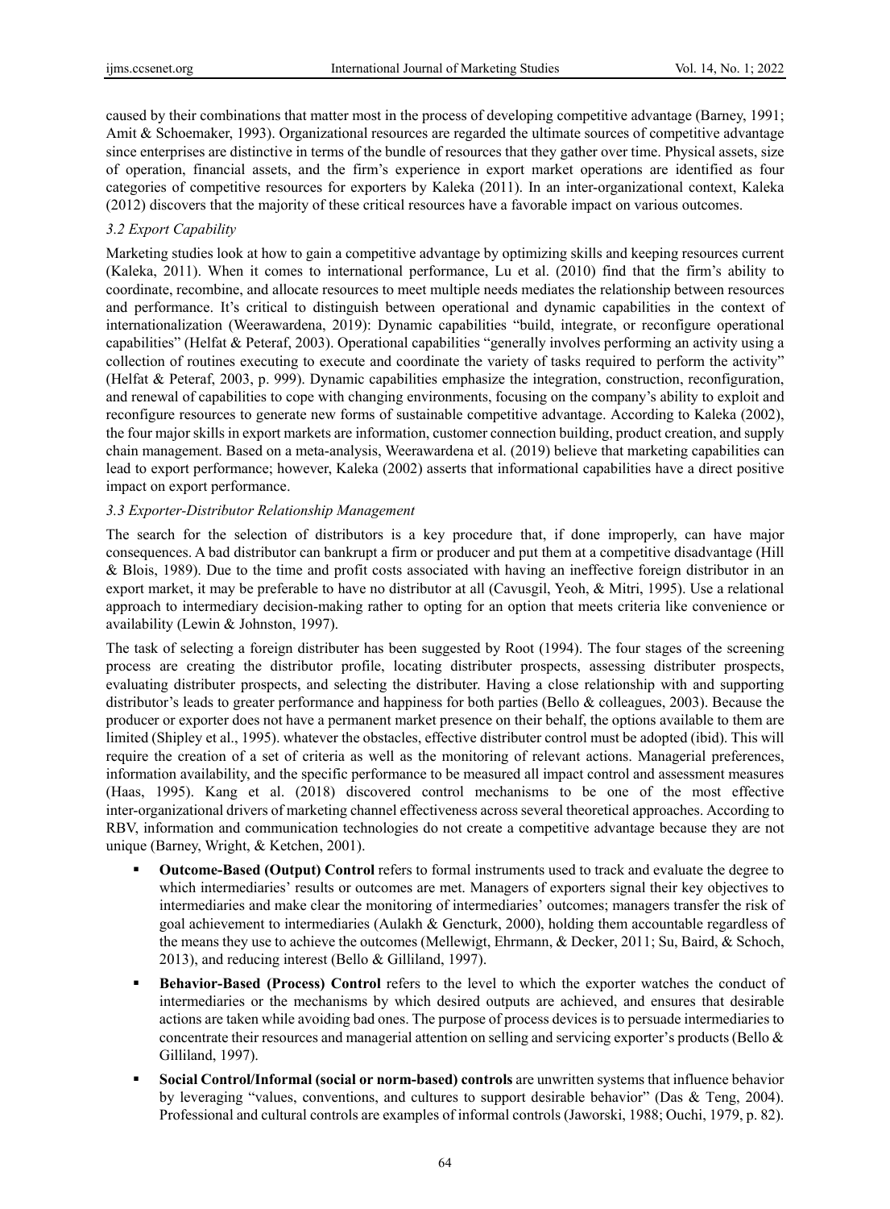caused by their combinations that matter most in the process of developing competitive advantage (Barney, 1991; Amit & Schoemaker, 1993). Organizational resources are regarded the ultimate sources of competitive advantage since enterprises are distinctive in terms of the bundle of resources that they gather over time. Physical assets, size of operation, financial assets, and the firm's experience in export market operations are identified as four categories of competitive resources for exporters by Kaleka (2011). In an inter-organizational context, Kaleka (2012) discovers that the majority of these critical resources have a favorable impact on various outcomes.

### *3.2 Export Capability*

Marketing studies look at how to gain a competitive advantage by optimizing skills and keeping resources current (Kaleka, 2011). When it comes to international performance, Lu et al. (2010) find that the firm's ability to coordinate, recombine, and allocate resources to meet multiple needs mediates the relationship between resources and performance. It's critical to distinguish between operational and dynamic capabilities in the context of internationalization (Weerawardena, 2019): Dynamic capabilities "build, integrate, or reconfigure operational capabilities" (Helfat & Peteraf, 2003). Operational capabilities "generally involves performing an activity using a collection of routines executing to execute and coordinate the variety of tasks required to perform the activity" (Helfat & Peteraf, 2003, p. 999). Dynamic capabilities emphasize the integration, construction, reconfiguration, and renewal of capabilities to cope with changing environments, focusing on the company's ability to exploit and reconfigure resources to generate new forms of sustainable competitive advantage. According to Kaleka (2002), the four major skills in export markets are information, customer connection building, product creation, and supply chain management. Based on a meta-analysis, Weerawardena et al. (2019) believe that marketing capabilities can lead to export performance; however, Kaleka (2002) asserts that informational capabilities have a direct positive impact on export performance.

### *3.3 Exporter-Distributor Relationship Management*

The search for the selection of distributors is a key procedure that, if done improperly, can have major consequences. A bad distributor can bankrupt a firm or producer and put them at a competitive disadvantage (Hill & Blois, 1989). Due to the time and profit costs associated with having an ineffective foreign distributor in an export market, it may be preferable to have no distributor at all (Cavusgil, Yeoh, & Mitri, 1995). Use a relational approach to intermediary decision-making rather to opting for an option that meets criteria like convenience or availability (Lewin & Johnston, 1997).

The task of selecting a foreign distributer has been suggested by Root (1994). The four stages of the screening process are creating the distributor profile, locating distributer prospects, assessing distributer prospects, evaluating distributer prospects, and selecting the distributer. Having a close relationship with and supporting distributor's leads to greater performance and happiness for both parties (Bello & colleagues, 2003). Because the producer or exporter does not have a permanent market presence on their behalf, the options available to them are limited (Shipley et al., 1995). whatever the obstacles, effective distributer control must be adopted (ibid). This will require the creation of a set of criteria as well as the monitoring of relevant actions. Managerial preferences, information availability, and the specific performance to be measured all impact control and assessment measures (Haas, 1995). Kang et al. (2018) discovered control mechanisms to be one of the most effective inter-organizational drivers of marketing channel effectiveness across several theoretical approaches. According to RBV, information and communication technologies do not create a competitive advantage because they are not unique (Barney, Wright, & Ketchen, 2001).

- **Outcome-Based (Output) Control** refers to formal instruments used to track and evaluate the degree to which intermediaries' results or outcomes are met. Managers of exporters signal their key objectives to intermediaries and make clear the monitoring of intermediaries' outcomes; managers transfer the risk of goal achievement to intermediaries (Aulakh & Gencturk, 2000), holding them accountable regardless of the means they use to achieve the outcomes (Mellewigt, Ehrmann, & Decker, 2011; Su, Baird, & Schoch, 2013), and reducing interest (Bello & Gilliland, 1997).
- **Behavior-Based (Process) Control** refers to the level to which the exporter watches the conduct of intermediaries or the mechanisms by which desired outputs are achieved, and ensures that desirable actions are taken while avoiding bad ones. The purpose of process devices is to persuade intermediaries to concentrate their resources and managerial attention on selling and servicing exporter's products (Bello & Gilliland, 1997).
- **Social Control/Informal (social or norm-based) controls** are unwritten systems that influence behavior by leveraging "values, conventions, and cultures to support desirable behavior" (Das & Teng, 2004). Professional and cultural controls are examples of informal controls (Jaworski, 1988; Ouchi, 1979, p. 82).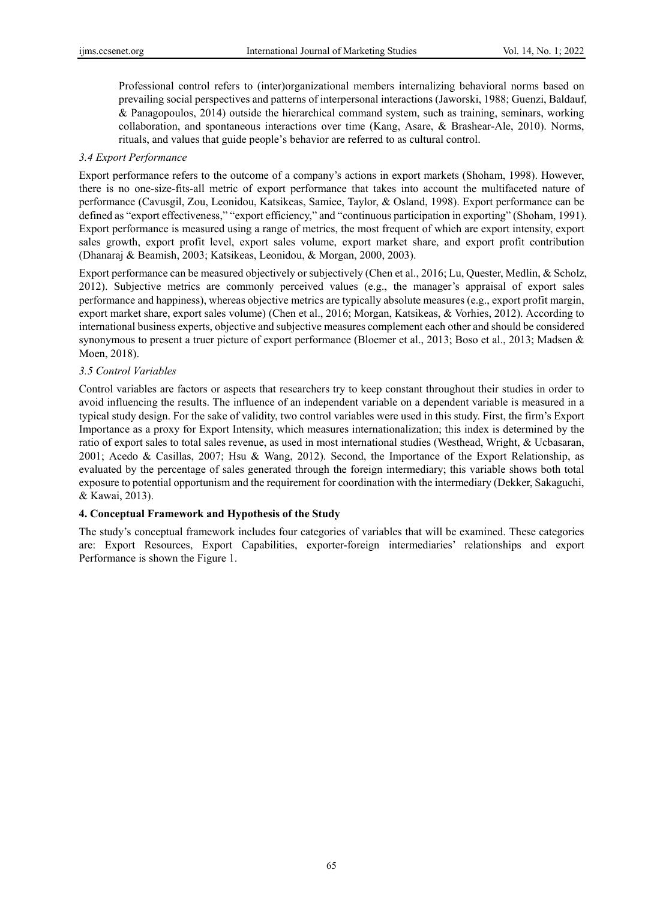Professional control refers to (inter)organizational members internalizing behavioral norms based on prevailing social perspectives and patterns of interpersonal interactions (Jaworski, 1988; Guenzi, Baldauf, & Panagopoulos, 2014) outside the hierarchical command system, such as training, seminars, working collaboration, and spontaneous interactions over time (Kang, Asare, & Brashear-Ale, 2010). Norms, rituals, and values that guide people's behavior are referred to as cultural control.

### *3.4 Export Performance*

Export performance refers to the outcome of a company's actions in export markets (Shoham, 1998). However, there is no one-size-fits-all metric of export performance that takes into account the multifaceted nature of performance (Cavusgil, Zou, Leonidou, Katsikeas, Samiee, Taylor, & Osland, 1998). Export performance can be defined as "export effectiveness," "export efficiency," and "continuous participation in exporting" (Shoham, 1991). Export performance is measured using a range of metrics, the most frequent of which are export intensity, export sales growth, export profit level, export sales volume, export market share, and export profit contribution (Dhanaraj & Beamish, 2003; Katsikeas, Leonidou, & Morgan, 2000, 2003).

Export performance can be measured objectively or subjectively (Chen et al., 2016; Lu, Quester, Medlin, & Scholz, 2012). Subjective metrics are commonly perceived values (e.g., the manager's appraisal of export sales performance and happiness), whereas objective metrics are typically absolute measures (e.g., export profit margin, export market share, export sales volume) (Chen et al., 2016; Morgan, Katsikeas, & Vorhies, 2012). According to international business experts, objective and subjective measures complement each other and should be considered synonymous to present a truer picture of export performance (Bloemer et al., 2013; Boso et al., 2013; Madsen & Moen, 2018).

### *3.5 Control Variables*

Control variables are factors or aspects that researchers try to keep constant throughout their studies in order to avoid influencing the results. The influence of an independent variable on a dependent variable is measured in a typical study design. For the sake of validity, two control variables were used in this study. First, the firm's Export Importance as a proxy for Export Intensity, which measures internationalization; this index is determined by the ratio of export sales to total sales revenue, as used in most international studies (Westhead, Wright, & Ucbasaran, 2001; Acedo & Casillas, 2007; Hsu & Wang, 2012). Second, the Importance of the Export Relationship, as evaluated by the percentage of sales generated through the foreign intermediary; this variable shows both total exposure to potential opportunism and the requirement for coordination with the intermediary (Dekker, Sakaguchi, & Kawai, 2013).

## 4. Conceptual Framework and Hypothesis of the Study

The study's conceptual framework includes four categories of variables that will be examined. These categories are: Export Resources, Export Capabilities, exporter-foreign intermediaries' relationships and export Performance is shown the Figure 1.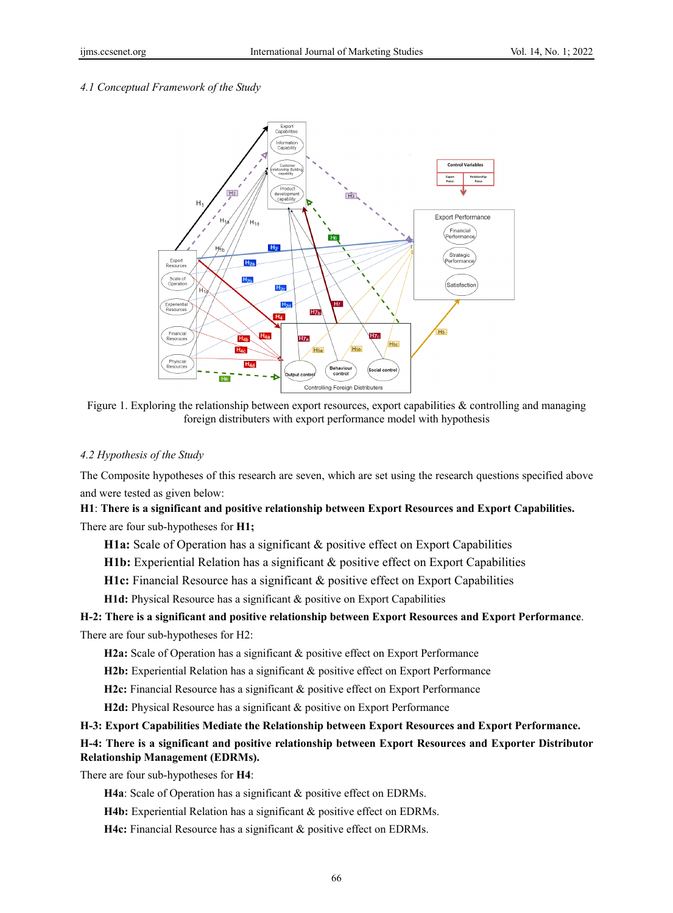*4.1 Conceptual Framework of the Study*

Figure 1. Exploring the relationship between export resources, export capabilities & controlling and managing foreign distributers with export performance model with hypothesis

*4.2 Hypothesis of the Study*

The Composite hypotheses of this research are seven, which are set using the research questions specified above and were tested as given below:

**H1**: **There is a significant and positive relationship between Export Resources and Export Capabilities.**

There are four sub-hypotheses for **H1;**

- **H1a:** Scale of Operation has a significant & positive effect on Export Capabilities
- **H1b:** Experiential Relation has a significant & positive effect on Export Capabilities
- **H1c:** Financial Resource has a significant & positive effect on Export Capabilities
- **H1d:** Physical Resource has a significant & positive on Export Capabilities

**H-2: There is a significant and positive relationship between Export Resources and Export Performance**.

There are four sub-hypotheses for H2:

- **H2a:** Scale of Operation has a significant & positive effect on Export Performance
- **H2b:** Experiential Relation has a significant & positive effect on Export Performance
- **H2c:** Financial Resource has a significant & positive effect on Export Performance
- **H2d:** Physical Resource has a significant & positive on Export Performance

**H-3: Export Capabilities Mediate the Relationship between Export Resources and Export Performance.**

**H-4: There is a significant and positive relationship between Export Resources and Exporter Distributor Relationship Management (EDRMs).**

There are four sub-hypotheses for **H4**:

- **H4a**: Scale of Operation has a significant & positive effect on EDRMs.
- **H4b:** Experiential Relation has a significant & positive effect on EDRMs.
- **H4c:** Financial Resource has a significant & positive effect on EDRMs.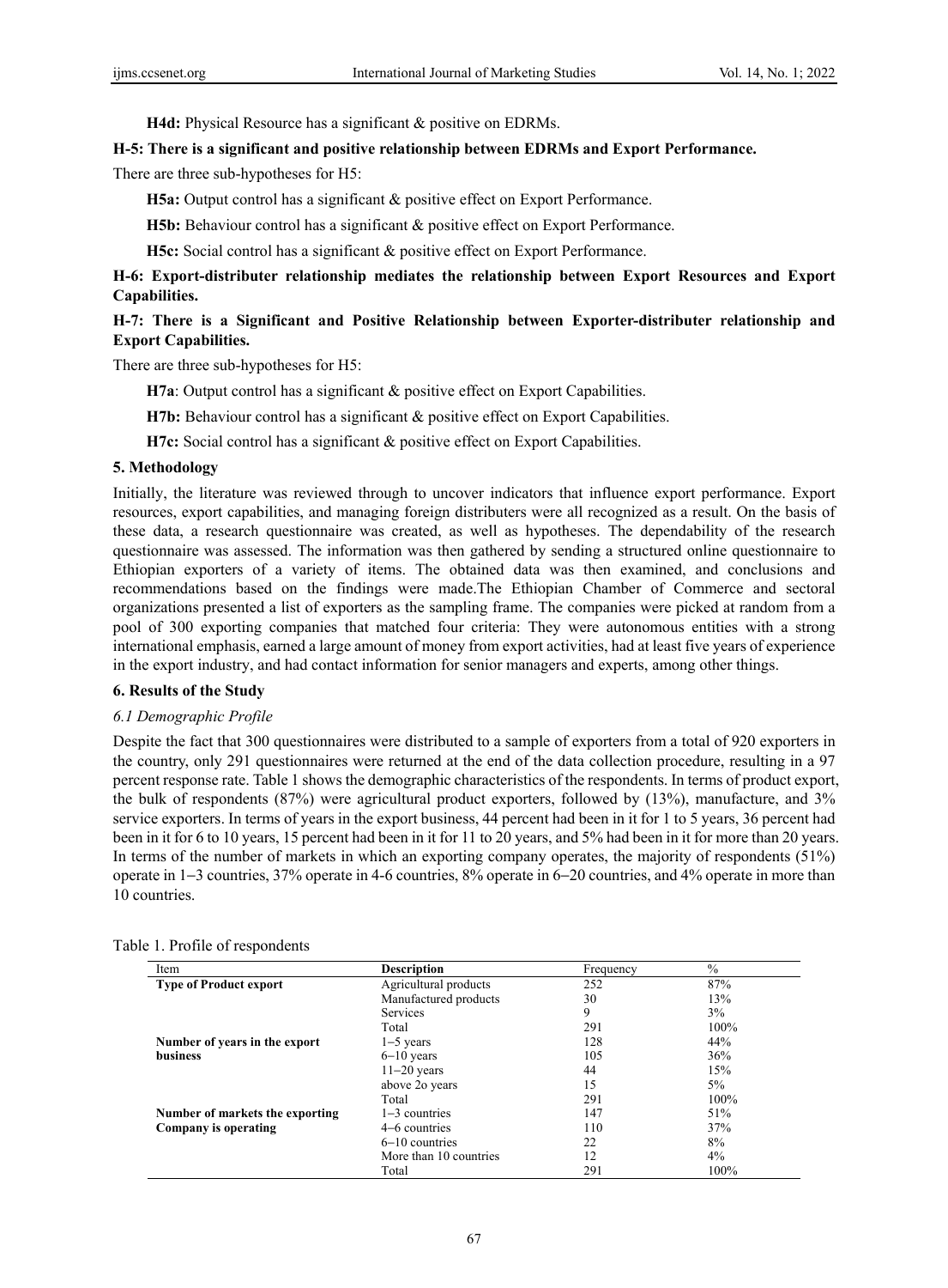**H4d:** Physical Resource has a significant & positive on EDRMs.

**H-5: There is a significant and positive relationship between EDRMs and Export Performance.**

There are three sub-hypotheses for H5:

**H5a:** Output control has a significant & positive effect on Export Performance.

**H5b:** Behaviour control has a significant & positive effect on Export Performance.

**H5c:** Social control has a significant & positive effect on Export Performance.

**H-6: Export-distributer relationship mediates the relationship between Export Resources and Export Capabilities.**

**H-7: There is a Significant and Positive Relationship between Exporter-distributer relationship and Export Capabilities.**

There are three sub-hypotheses for H5:

**H7a**: Output control has a significant & positive effect on Export Capabilities.

**H7b:** Behaviour control has a significant & positive effect on Export Capabilities.

**H7c:** Social control has a significant & positive effect on Export Capabilities.

## 5. Methodology

Initially, the literature was reviewed through to uncover indicators that influence export performance. Export resources, export capabilities, and managing foreign distributers were all recognized as a result. On the basis of these data, a research questionnaire was created, as well as hypotheses. The dependability of the research questionnaire was assessed. The information was then gathered by sending a structured online questionnaire to Ethiopian exporters of a variety of items. The obtained data was then examined, and conclusions and recommendations based on the findings were made.The Ethiopian Chamber of Commerce and sectoral organizations presented a list of exporters as the sampling frame. The companies were picked at random from a pool of 300 exporting companies that matched four criteria: They were autonomous entities with a strong international emphasis, earned a large amount of money from export activities, had at least five years of experience in the export industry, and had contact information for senior managers and experts, among other things.

## 6. Results of the Study

### *6.1 Demographic Profile*

Despite the fact that 300 questionnaires were distributed to a sample of exporters from a total of 920 exporters in the country, only 291 questionnaires were returned at the end of the data collection procedure, resulting in a 97 percent response rate. Table 1 shows the demographic characteristics of the respondents. In terms of product export, the bulk of respondents (87%) were agricultural product exporters, followed by (13%), manufacture, and 3% service exporters. In terms of years in the export business, 44 percent had been in it for 1 to 5 years, 36 percent had been in it for 6 to 10 years, 15 percent had been in it for 11 to 20 years, and 5% had been in it for more than 20 years. In terms of the number of markets in which an exporting company operates, the majority of respondents (51%) operate in 1–3 countries, 37% operate in 4-6 countries, 8% operate in 6–20 countries, and 4% operate in more than 10 countries.

Table 1. Profile of respondents

| Item | Description | Frequency | % |
|---|---|---|---|
| **Type of Product export** | Agricultural products | 252 | 87% |
| | Manufactured products | 30 | 13% |
| | Services | 9 | 3% |
| | Total | 291 | 100% |
| **Number of years in the export business** | 1–5 years | 128 | 44% |
| | 6–10 years | 105 | 36% |
| | 11–20 years | 44 | 15% |
| | above 2o years | 15 | 5% |
| | Total | 291 | 100% |
| **Number of markets the exporting Company is operating** | 1–3 countries | 147 | 51% |
| | 4–6 countries | 110 | 37% |
| | 6–10 countries | 22 | 8% |
| | More than 10 countries | 12 | 4% |
| | Total | 291 | 100% |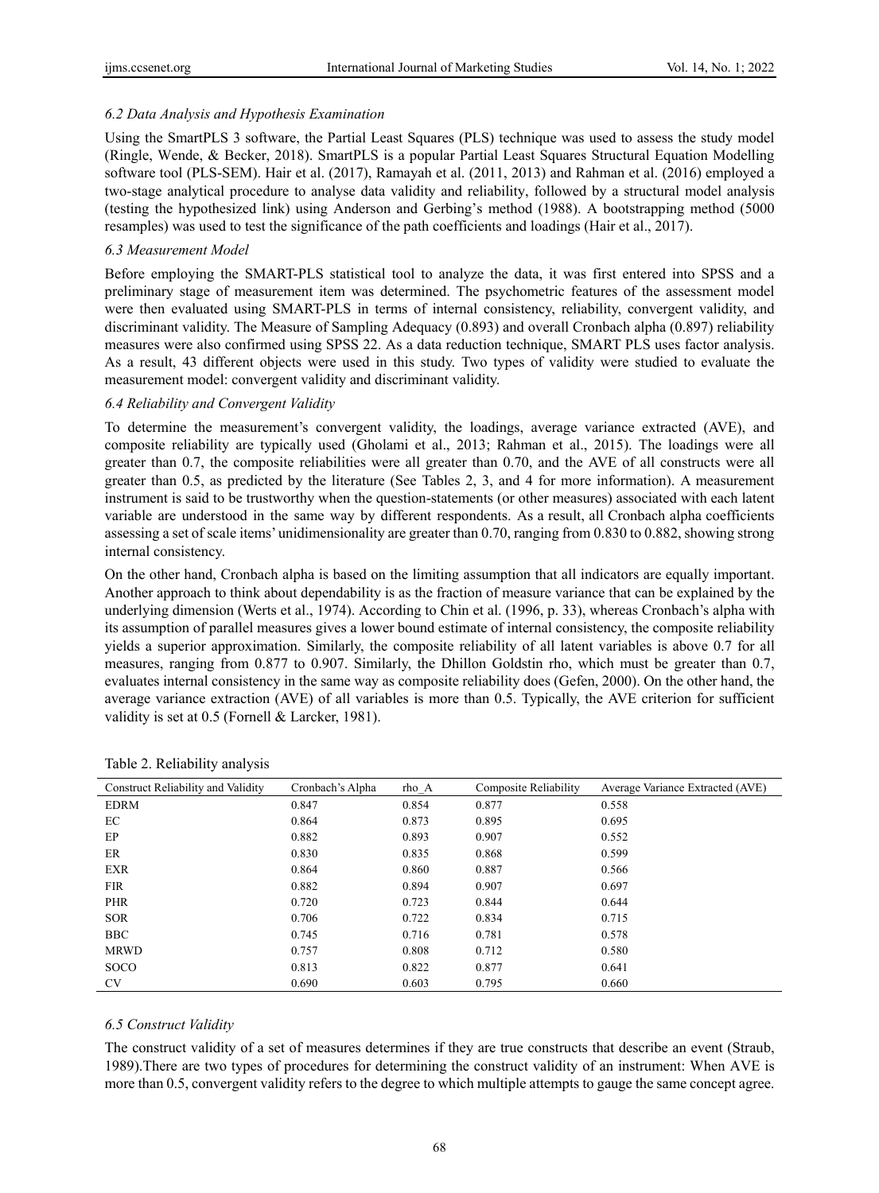### 6.2 Data Analysis and Hypothesis Examination

Using the SmartPLS 3 software, the Partial Least Squares (PLS) technique was used to assess the study model (Ringle, Wende, & Becker, 2018). SmartPLS is a popular Partial Least Squares Structural Equation Modelling software tool (PLS-SEM). Hair et al. (2017), Ramayah et al. (2011, 2013) and Rahman et al. (2016) employed a two-stage analytical procedure to analyse data validity and reliability, followed by a structural model analysis (testing the hypothesized link) using Anderson and Gerbing's method (1988). A bootstrapping method (5000 resamples) was used to test the significance of the path coefficients and loadings (Hair et al., 2017).

### 6.3 Measurement Model

Before employing the SMART-PLS statistical tool to analyze the data, it was first entered into SPSS and a preliminary stage of measurement item was determined. The psychometric features of the assessment model were then evaluated using SMART-PLS in terms of internal consistency, reliability, convergent validity, and discriminant validity. The Measure of Sampling Adequacy (0.893) and overall Cronbach alpha (0.897) reliability measures were also confirmed using SPSS 22. As a data reduction technique, SMART PLS uses factor analysis. As a result, 43 different objects were used in this study. Two types of validity were studied to evaluate the measurement model: convergent validity and discriminant validity.

### 6.4 Reliability and Convergent Validity

To determine the measurement's convergent validity, the loadings, average variance extracted (AVE), and composite reliability are typically used (Gholami et al., 2013; Rahman et al., 2015). The loadings were all greater than 0.7, the composite reliabilities were all greater than 0.70, and the AVE of all constructs were all greater than 0.5, as predicted by the literature (See Tables 2, 3, and 4 for more information). A measurement instrument is said to be trustworthy when the question-statements (or other measures) associated with each latent variable are understood in the same way by different respondents. As a result, all Cronbach alpha coefficients assessing a set of scale items' unidimensionality are greater than 0.70, ranging from 0.830 to 0.882, showing strong internal consistency.

On the other hand, Cronbach alpha is based on the limiting assumption that all indicators are equally important. Another approach to think about dependability is as the fraction of measure variance that can be explained by the underlying dimension (Werts et al., 1974). According to Chin et al. (1996, p. 33), whereas Cronbach's alpha with its assumption of parallel measures gives a lower bound estimate of internal consistency, the composite reliability yields a superior approximation. Similarly, the composite reliability of all latent variables is above 0.7 for all measures, ranging from 0.877 to 0.907. Similarly, the Dhillon Goldstin rho, which must be greater than 0.7, evaluates internal consistency in the same way as composite reliability does (Gefen, 2000). On the other hand, the average variance extraction (AVE) of all variables is more than 0.5. Typically, the AVE criterion for sufficient validity is set at 0.5 (Fornell & Larcker, 1981).

Table 2. Reliability analysis

| Construct Reliability and Validity | Cronbach's Alpha | rho_A | Composite Reliability | Average Variance Extracted (AVE) |
|---|---|---|---|---|
| EDRM | 0.847 | 0.854 | 0.877 | 0.558 |
| EC | 0.864 | 0.873 | 0.895 | 0.695 |
| EP | 0.882 | 0.893 | 0.907 | 0.552 |
| ER | 0.830 | 0.835 | 0.868 | 0.599 |
| EXR | 0.864 | 0.860 | 0.887 | 0.566 |
| FIR | 0.882 | 0.894 | 0.907 | 0.697 |
| PHR | 0.720 | 0.723 | 0.844 | 0.644 |
| SOR | 0.706 | 0.722 | 0.834 | 0.715 |
| BBC | 0.745 | 0.716 | 0.781 | 0.578 |
| MRWD | 0.757 | 0.808 | 0.712 | 0.580 |
| SOCO | 0.813 | 0.822 | 0.877 | 0.641 |
| CV | 0.690 | 0.603 | 0.795 | 0.660 |

### 6.5 Construct Validity

The construct validity of a set of measures determines if they are true constructs that describe an event (Straub, 1989).There are two types of procedures for determining the construct validity of an instrument: When AVE is more than 0.5, convergent validity refers to the degree to which multiple attempts to gauge the same concept agree.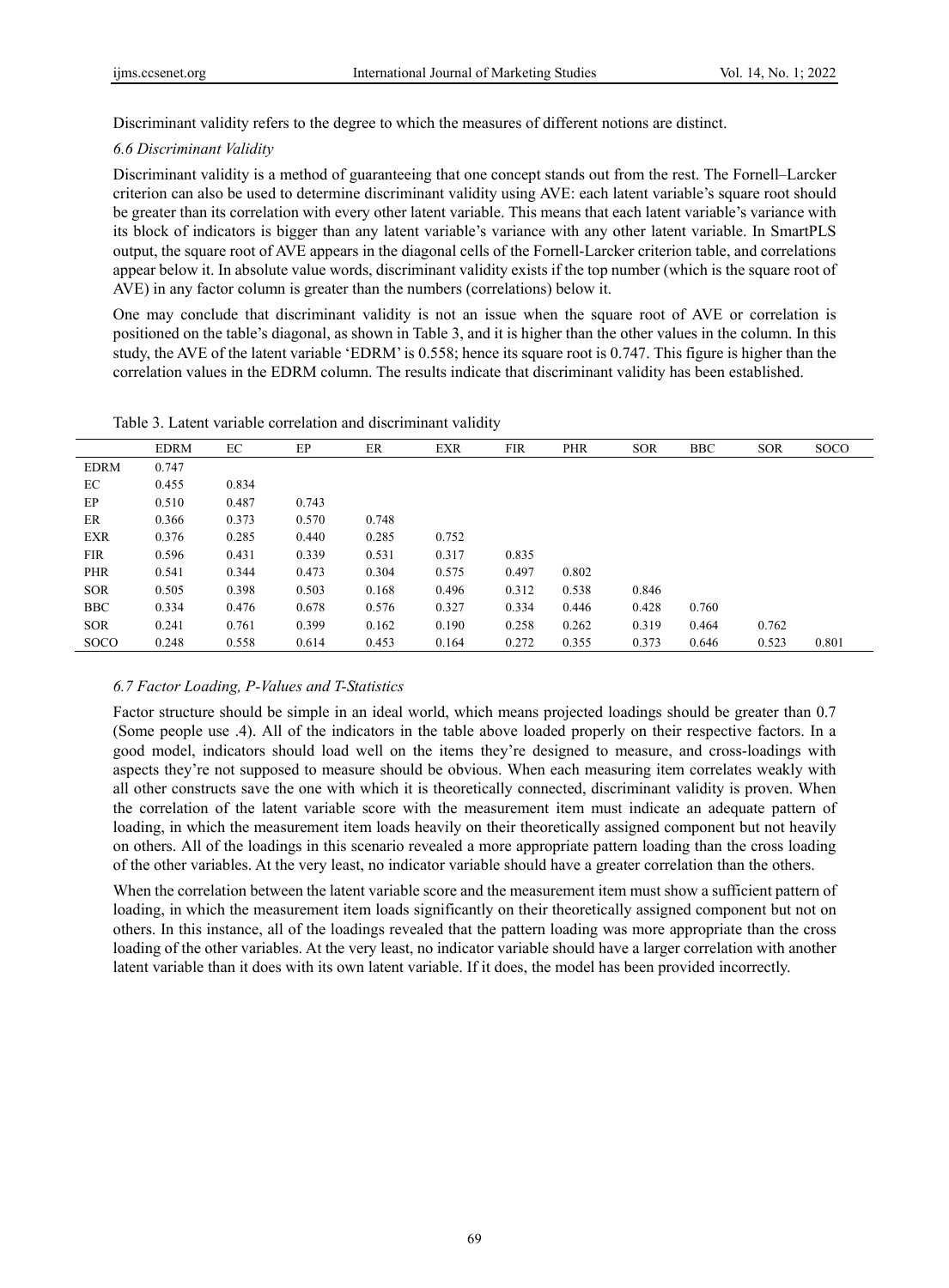Discriminant validity refers to the degree to which the measures of different notions are distinct.

### *6.6 Discriminant Validity*

Discriminant validity is a method of guaranteeing that one concept stands out from the rest. The Fornell–Larcker criterion can also be used to determine discriminant validity using AVE: each latent variable's square root should be greater than its correlation with every other latent variable. This means that each latent variable's variance with its block of indicators is bigger than any latent variable's variance with any other latent variable. In SmartPLS output, the square root of AVE appears in the diagonal cells of the Fornell-Larcker criterion table, and correlations appear below it. In absolute value words, discriminant validity exists if the top number (which is the square root of AVE) in any factor column is greater than the numbers (correlations) below it.

One may conclude that discriminant validity is not an issue when the square root of AVE or correlation is positioned on the table's diagonal, as shown in Table 3, and it is higher than the other values in the column. In this study, the AVE of the latent variable 'EDRM' is 0.558; hence its square root is 0.747. This figure is higher than the correlation values in the EDRM column. The results indicate that discriminant validity has been established.

Table 3. Latent variable correlation and discriminant validity

| | EDRM | EC | EP | ER | EXR | FIR | PHR | SOR | BBC | SOR | SOCO |
|---|---|---|---|---|---|---|---|---|---|---|---|
| EDRM | 0.747 | | | | | | | | | | |
| EC | 0.455 | 0.834 | | | | | | | | | |
| EP | 0.510 | 0.487 | 0.743 | | | | | | | | |
| ER | 0.366 | 0.373 | 0.570 | 0.748 | | | | | | | |
| EXR | 0.376 | 0.285 | 0.440 | 0.285 | 0.752 | | | | | | |
| FIR | 0.596 | 0.431 | 0.339 | 0.531 | 0.317 | 0.835 | | | | | |
| PHR | 0.541 | 0.344 | 0.473 | 0.304 | 0.575 | 0.497 | 0.802 | | | | |
| SOR | 0.505 | 0.398 | 0.503 | 0.168 | 0.496 | 0.312 | 0.538 | 0.846 | | | |
| BBC | 0.334 | 0.476 | 0.678 | 0.576 | 0.327 | 0.334 | 0.446 | 0.428 | 0.760 | | |
| SOR | 0.241 | 0.761 | 0.399 | 0.162 | 0.190 | 0.258 | 0.262 | 0.319 | 0.464 | 0.762 | |
| SOCO | 0.248 | 0.558 | 0.614 | 0.453 | 0.164 | 0.272 | 0.355 | 0.373 | 0.646 | 0.523 | 0.801 |

### *6.7 Factor Loading, P-Values and T-Statistics*

Factor structure should be simple in an ideal world, which means projected loadings should be greater than 0.7 (Some people use .4). All of the indicators in the table above loaded properly on their respective factors. In a good model, indicators should load well on the items they're designed to measure, and cross-loadings with aspects they're not supposed to measure should be obvious. When each measuring item correlates weakly with all other constructs save the one with which it is theoretically connected, discriminant validity is proven. When the correlation of the latent variable score with the measurement item must indicate an adequate pattern of loading, in which the measurement item loads heavily on their theoretically assigned component but not heavily on others. All of the loadings in this scenario revealed a more appropriate pattern loading than the cross loading of the other variables. At the very least, no indicator variable should have a greater correlation than the others.

When the correlation between the latent variable score and the measurement item must show a sufficient pattern of loading, in which the measurement item loads significantly on their theoretically assigned component but not on others. In this instance, all of the loadings revealed that the pattern loading was more appropriate than the cross loading of the other variables. At the very least, no indicator variable should have a larger correlation with another latent variable than it does with its own latent variable. If it does, the model has been provided incorrectly.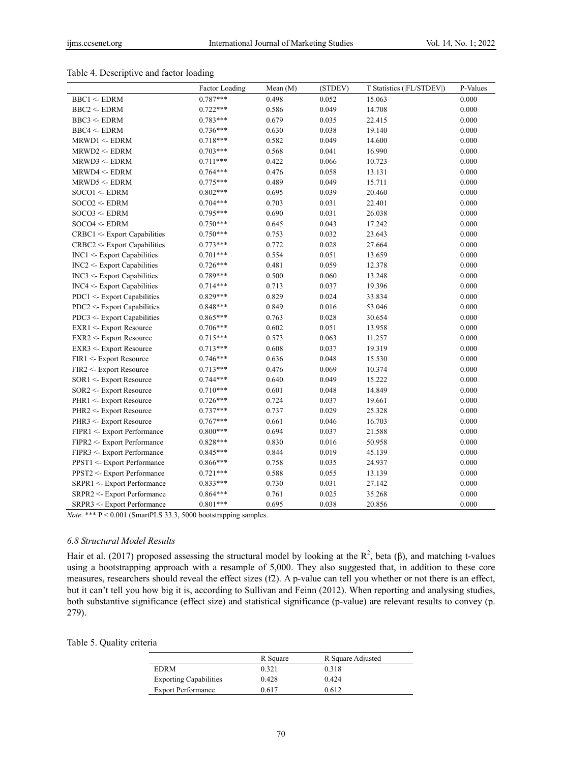Table 4. Descriptive and factor loading

| | Factor Loading | Mean (M) | (STDEV) | T Statistics (\|FL/STDEV\|) | P-Values |
|---|---|---|---|---|---|
| BBC1 <- EDRM | 0.787*** | 0.498 | 0.052 | 15.063 | 0.000 |
| BBC2 <- EDRM | 0.722*** | 0.586 | 0.049 | 14.708 | 0.000 |
| BBC3 <- EDRM | 0.783*** | 0.679 | 0.035 | 22.415 | 0.000 |
| BBC4 <- EDRM | 0.736*** | 0.630 | 0.038 | 19.140 | 0.000 |
| MRWD1 <- EDRM | 0.718*** | 0.582 | 0.049 | 14.600 | 0.000 |
| MRWD2 <- EDRM | 0.703*** | 0.568 | 0.041 | 16.990 | 0.000 |
| MRWD3 <- EDRM | 0.711*** | 0.422 | 0.066 | 10.723 | 0.000 |
| MRWD4 <- EDRM | 0.764*** | 0.476 | 0.058 | 13.131 | 0.000 |
| MRWD5 <- EDRM | 0.775*** | 0.489 | 0.049 | 15.711 | 0.000 |
| SOCO1 <- EDRM | 0.802*** | 0.695 | 0.039 | 20.460 | 0.000 |
| SOCO2 <- EDRM | 0.704*** | 0.703 | 0.031 | 22.401 | 0.000 |
| SOCO3 <- EDRM | 0.795*** | 0.690 | 0.031 | 26.038 | 0.000 |
| SOCO4 <- EDRM | 0.750*** | 0.645 | 0.043 | 17.242 | 0.000 |
| CRBC1 <- Export Capabilities | 0.750*** | 0.753 | 0.032 | 23.643 | 0.000 |
| CRBC2 <- Export Capabilities | 0.773*** | 0.772 | 0.028 | 27.664 | 0.000 |
| INC1 <- Export Capabilities | 0.701*** | 0.554 | 0.051 | 13.659 | 0.000 |
| INC2 <- Export Capabilities | 0.726*** | 0.481 | 0.059 | 12.378 | 0.000 |
| INC3 <- Export Capabilities | 0.789*** | 0.500 | 0.060 | 13.248 | 0.000 |
| INC4 <- Export Capabilities | 0.714*** | 0.713 | 0.037 | 19.396 | 0.000 |
| PDC1 <- Export Capabilities | 0.829*** | 0.829 | 0.024 | 33.834 | 0.000 |
| PDC2 <- Export Capabilities | 0.848*** | 0.849 | 0.016 | 53.046 | 0.000 |
| PDC3 <- Export Capabilities | 0.865*** | 0.763 | 0.028 | 30.654 | 0.000 |
| EXR1 <- Export Resource | 0.706*** | 0.602 | 0.051 | 13.958 | 0.000 |
| EXR2 <- Export Resource | 0.715*** | 0.573 | 0.063 | 11.257 | 0.000 |
| EXR3 <- Export Resource | 0.713*** | 0.608 | 0.037 | 19.319 | 0.000 |
| FIR1 <- Export Resource | 0.746*** | 0.636 | 0.048 | 15.530 | 0.000 |
| FIR2 <- Export Resource | 0.713*** | 0.476 | 0.069 | 10.374 | 0.000 |
| SOR1 <- Export Resource | 0.744*** | 0.640 | 0.049 | 15.222 | 0.000 |
| SOR2 <- Export Resource | 0.710*** | 0.601 | 0.048 | 14.849 | 0.000 |
| PHR1 <- Export Resource | 0.726*** | 0.724 | 0.037 | 19.661 | 0.000 |
| PHR2 <- Export Resource | 0.737*** | 0.737 | 0.029 | 25.328 | 0.000 |
| PHR3 <- Export Resource | 0.767*** | 0.661 | 0.046 | 16.703 | 0.000 |
| FIPR1 <- Export Performance | 0.800*** | 0.694 | 0.037 | 21.588 | 0.000 |
| FIPR2 <- Export Performance | 0.828*** | 0.830 | 0.016 | 50.958 | 0.000 |
| FIPR3 <- Export Performance | 0.845*** | 0.844 | 0.019 | 45.139 | 0.000 |
| PPST1 <- Export Performance | 0.866*** | 0.758 | 0.035 | 24.937 | 0.000 |
| PPST2 <- Export Performance | 0.721*** | 0.588 | 0.055 | 13.139 | 0.000 |
| SRPR1 <- Export Performance | 0.833*** | 0.730 | 0.031 | 27.142 | 0.000 |
| SRPR2 <- Export Performance | 0.864*** | 0.761 | 0.025 | 35.268 | 0.000 |
| SRPR3 <- Export Performance | 0.801*** | 0.695 | 0.038 | 20.856 | 0.000 |

*Note*. *** P < 0.001 (SmartPLS 33.3, 5000 bootstrapping samples.

### *6.8 Structural Model Results*

Hair et al. (2017) proposed assessing the structural model by looking at the $R^2$, beta (β), and matching t-values using a bootstrapping approach with a resample of 5,000. They also suggested that, in addition to these core measures, researchers should reveal the effect sizes (f2). A p-value can tell you whether or not there is an effect, but it can't tell you how big it is, according to Sullivan and Feinn (2012). When reporting and analysing studies, both substantive significance (effect size) and statistical significance (p-value) are relevant results to convey (p. 279).

Table 5. Quality criteria

| | R Square | R Square Adjusted |
|---|---|---|
| EDRM | 0.321 | 0.318 |
| Exporting Capabilities | 0.428 | 0.424 |
| Export Performance | 0.617 | 0.612 |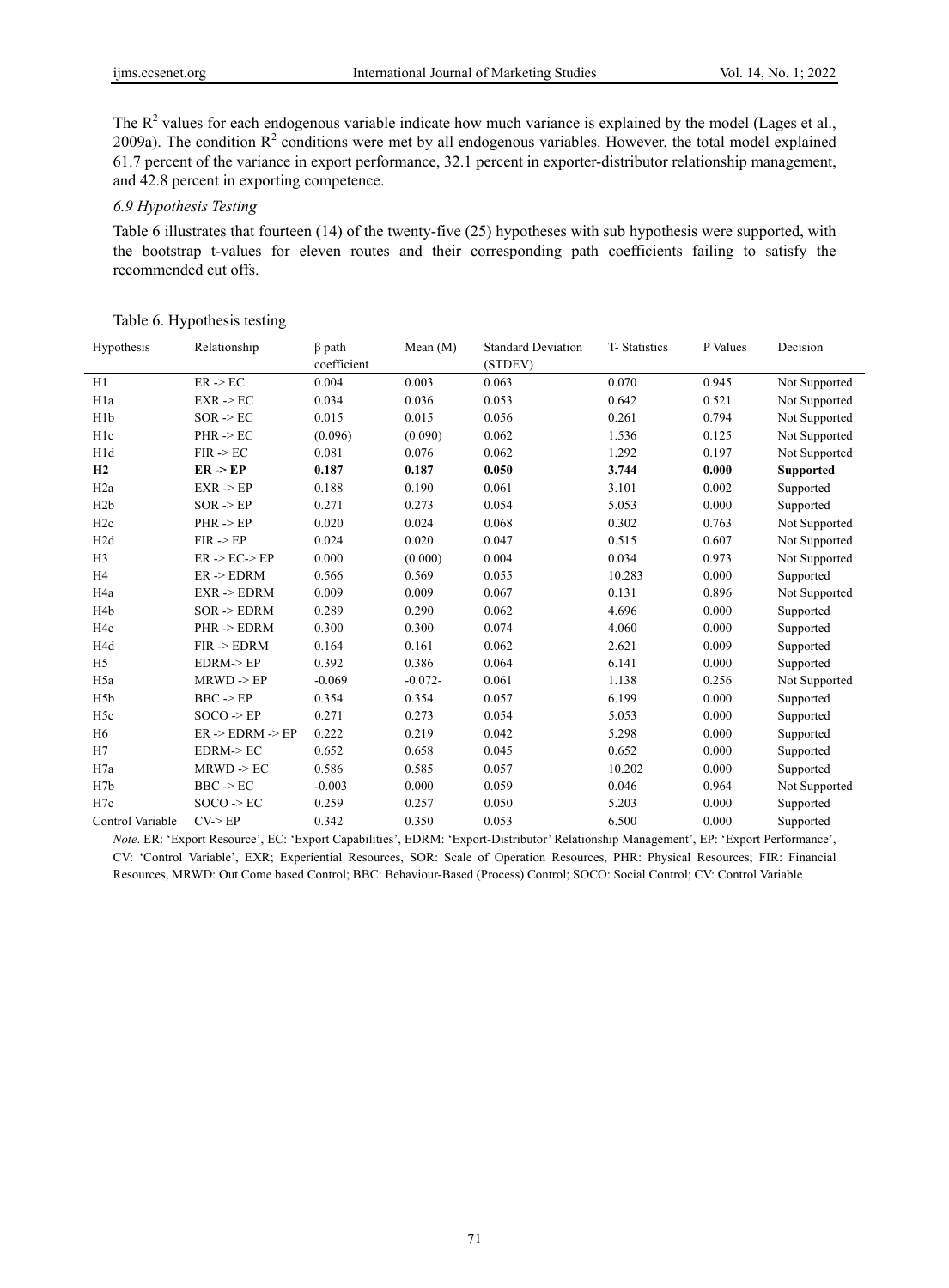The $R^2$ values for each endogenous variable indicate how much variance is explained by the model (Lages et al., 2009a). The condition $R^2$ conditions were met by all endogenous variables. However, the total model explained 61.7 percent of the variance in export performance, 32.1 percent in exporter-distributor relationship management, and 42.8 percent in exporting competence.

*6.9 Hypothesis Testing*

Table 6 illustrates that fourteen (14) of the twenty-five (25) hypotheses with sub hypothesis were supported, with the bootstrap t-values for eleven routes and their corresponding path coefficients failing to satisfy the recommended cut offs.

Table 6. Hypothesis testing

| Hypothesis | Relationship | β path coefficient | Mean (M) | Standard Deviation (STDEV) | T- Statistics | P Values | Decision |
|---|---|---|---|---|---|---|---|
| H1 | ER -> EC | 0.004 | 0.003 | 0.063 | 0.070 | 0.945 | Not Supported |
| H1a | EXR -> EC | 0.034 | 0.036 | 0.053 | 0.642 | 0.521 | Not Supported |
| H1b | SOR -> EC | 0.015 | 0.015 | 0.056 | 0.261 | 0.794 | Not Supported |
| H1c | PHR -> EC | (0.096) | (0.090) | 0.062 | 1.536 | 0.125 | Not Supported |
| H1d | FIR -> EC | 0.081 | 0.076 | 0.062 | 1.292 | 0.197 | Not Supported |
| **H2** | **ER -> EP** | **0.187** | **0.187** | **0.050** | **3.744** | **0.000** | **Supported** |
| H2a | EXR -> EP | 0.188 | 0.190 | 0.061 | 3.101 | 0.002 | Supported |
| H2b | SOR -> EP | 0.271 | 0.273 | 0.054 | 5.053 | 0.000 | Supported |
| H2c | PHR -> EP | 0.020 | 0.024 | 0.068 | 0.302 | 0.763 | Not Supported |
| H2d | FIR -> EP | 0.024 | 0.020 | 0.047 | 0.515 | 0.607 | Not Supported |
| H3 | ER -> EC-> EP | 0.000 | (0.000) | 0.004 | 0.034 | 0.973 | Not Supported |
| H4 | ER -> EDRM | 0.566 | 0.569 | 0.055 | 10.283 | 0.000 | Supported |
| H4a | EXR -> EDRM | 0.009 | 0.009 | 0.067 | 0.131 | 0.896 | Not Supported |
| H4b | SOR -> EDRM | 0.289 | 0.290 | 0.062 | 4.696 | 0.000 | Supported |
| H4c | PHR -> EDRM | 0.300 | 0.300 | 0.074 | 4.060 | 0.000 | Supported |
| H4d | FIR -> EDRM | 0.164 | 0.161 | 0.062 | 2.621 | 0.009 | Supported |
| H5 | EDRM-> EP | 0.392 | 0.386 | 0.064 | 6.141 | 0.000 | Supported |
| H5a | MRWD -> EP | -0.069 | -0.072- | 0.061 | 1.138 | 0.256 | Not Supported |
| H5b | BBC -> EP | 0.354 | 0.354 | 0.057 | 6.199 | 0.000 | Supported |
| H5c | SOCO -> EP | 0.271 | 0.273 | 0.054 | 5.053 | 0.000 | Supported |
| H6 | ER -> EDRM -> EP | 0.222 | 0.219 | 0.042 | 5.298 | 0.000 | Supported |
| H7 | EDRM-> EC | 0.652 | 0.658 | 0.045 | 0.652 | 0.000 | Supported |
| H7a | MRWD -> EC | 0.586 | 0.585 | 0.057 | 10.202 | 0.000 | Supported |
| H7b | BBC -> EC | -0.003 | 0.000 | 0.059 | 0.046 | 0.964 | Not Supported |
| H7c | SOCO -> EC | 0.259 | 0.257 | 0.050 | 5.203 | 0.000 | Supported |
| Control Variable | CV-> EP | 0.342 | 0.350 | 0.053 | 6.500 | 0.000 | Supported |

*Note*. ER: 'Export Resource', EC: 'Export Capabilities', EDRM: 'Export-Distributor' Relationship Management', EP: 'Export Performance', CV: 'Control Variable', EXR; Experiential Resources, SOR: Scale of Operation Resources, PHR: Physical Resources; FIR: Financial Resources, MRWD: Out Come based Control; BBC: Behaviour-Based (Process) Control; SOCO: Social Control; CV: Control Variable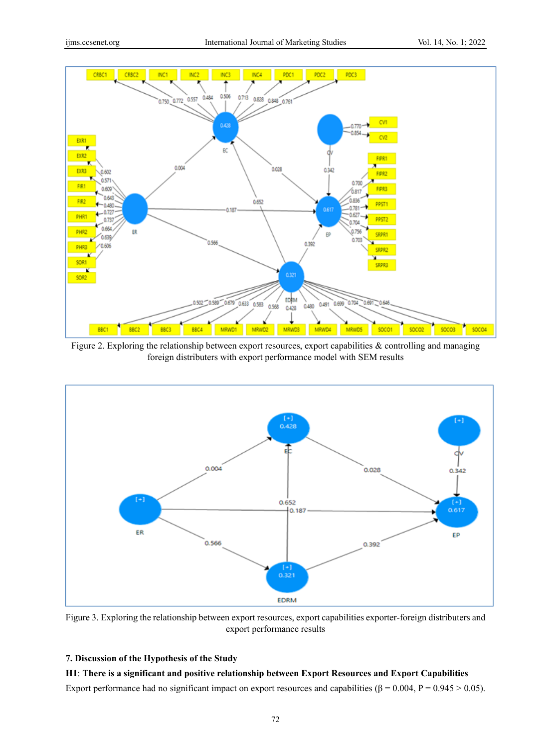Figure 2. Exploring the relationship between export resources, export capabilities & controlling and managing foreign distributers with export performance model with SEM results

Figure 3. Exploring the relationship between export resources, export capabilities exporter-foreign distributers and export performance results

## 7. Discussion of the Hypothesis of the Study

**H1**: **There is a significant and positive relationship between Export Resources and Export Capabilities**

Export performance had no significant impact on export resources and capabilities (β = 0.004, P = 0.945 > 0.05).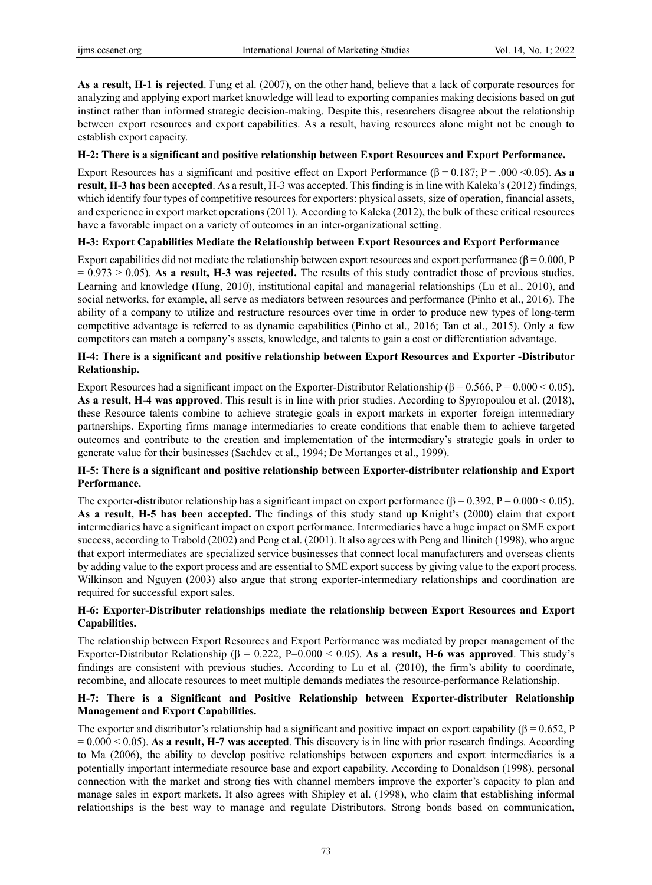**As a result, H-1 is rejected**. Fung et al. (2007), on the other hand, believe that a lack of corporate resources for analyzing and applying export market knowledge will lead to exporting companies making decisions based on gut instinct rather than informed strategic decision-making. Despite this, researchers disagree about the relationship between export resources and export capabilities. As a result, having resources alone might not be enough to establish export capacity.

**H-2: There is a significant and positive relationship between Export Resources and Export Performance.**

Export Resources has a significant and positive effect on Export Performance ($\beta = 0.187$; $P = .000 < 0.05$). **As a result, H-3 has been accepted**. As a result, H-3 was accepted. This finding is in line with Kaleka's (2012) findings, which identify four types of competitive resources for exporters: physical assets, size of operation, financial assets, and experience in export market operations (2011). According to Kaleka (2012), the bulk of these critical resources have a favorable impact on a variety of outcomes in an inter-organizational setting.

**H-3: Export Capabilities Mediate the Relationship between Export Resources and Export Performance**

Export capabilities did not mediate the relationship between export resources and export performance ($\beta = 0.000$, $P = 0.973 > 0.05$). **As a result, H-3 was rejected.** The results of this study contradict those of previous studies. Learning and knowledge (Hung, 2010), institutional capital and managerial relationships (Lu et al., 2010), and social networks, for example, all serve as mediators between resources and performance (Pinho et al., 2016). The ability of a company to utilize and restructure resources over time in order to produce new types of long-term competitive advantage is referred to as dynamic capabilities (Pinho et al., 2016; Tan et al., 2015). Only a few competitors can match a company's assets, knowledge, and talents to gain a cost or differentiation advantage.

**H-4: There is a significant and positive relationship between Export Resources and Exporter -Distributor Relationship.**

Export Resources had a significant impact on the Exporter-Distributor Relationship ($\beta = 0.566$, $P = 0.000 < 0.05$). **As a result, H-4 was approved**. This result is in line with prior studies. According to Spyropoulou et al. (2018), these Resource talents combine to achieve strategic goals in export markets in exporter–foreign intermediary partnerships. Exporting firms manage intermediaries to create conditions that enable them to achieve targeted outcomes and contribute to the creation and implementation of the intermediary's strategic goals in order to generate value for their businesses (Sachdev et al., 1994; De Mortanges et al., 1999).

**H-5: There is a significant and positive relationship between Exporter-distributer relationship and Export Performance.**

The exporter-distributor relationship has a significant impact on export performance ($\beta = 0.392$, $P = 0.000 < 0.05$). **As a result, H-5 has been accepted.** The findings of this study stand up Knight's (2000) claim that export intermediaries have a significant impact on export performance. Intermediaries have a huge impact on SME export success, according to Trabold (2002) and Peng et al. (2001). It also agrees with Peng and Ilinitch (1998), who argue that export intermediates are specialized service businesses that connect local manufacturers and overseas clients by adding value to the export process and are essential to SME export success by giving value to the export process. Wilkinson and Nguyen (2003) also argue that strong exporter-intermediary relationships and coordination are required for successful export sales.

**H-6: Exporter-Distributer relationships mediate the relationship between Export Resources and Export Capabilities.**

The relationship between Export Resources and Export Performance was mediated by proper management of the Exporter-Distributor Relationship ($\beta = 0.222$, $P=0.000 < 0.05$). **As a result, H-6 was approved**. This study's findings are consistent with previous studies. According to Lu et al. (2010), the firm's ability to coordinate, recombine, and allocate resources to meet multiple demands mediates the resource-performance Relationship.

**H-7: There is a Significant and Positive Relationship between Exporter-distributer Relationship Management and Export Capabilities.**

The exporter and distributor's relationship had a significant and positive impact on export capability ($\beta = 0.652$, $P = 0.000 < 0.05$). **As a result, H-7 was accepted**. This discovery is in line with prior research findings. According to Ma (2006), the ability to develop positive relationships between exporters and export intermediaries is a potentially important intermediate resource base and export capability. According to Donaldson (1998), personal connection with the market and strong ties with channel members improve the exporter's capacity to plan and manage sales in export markets. It also agrees with Shipley et al. (1998), who claim that establishing informal relationships is the best way to manage and regulate Distributors. Strong bonds based on communication,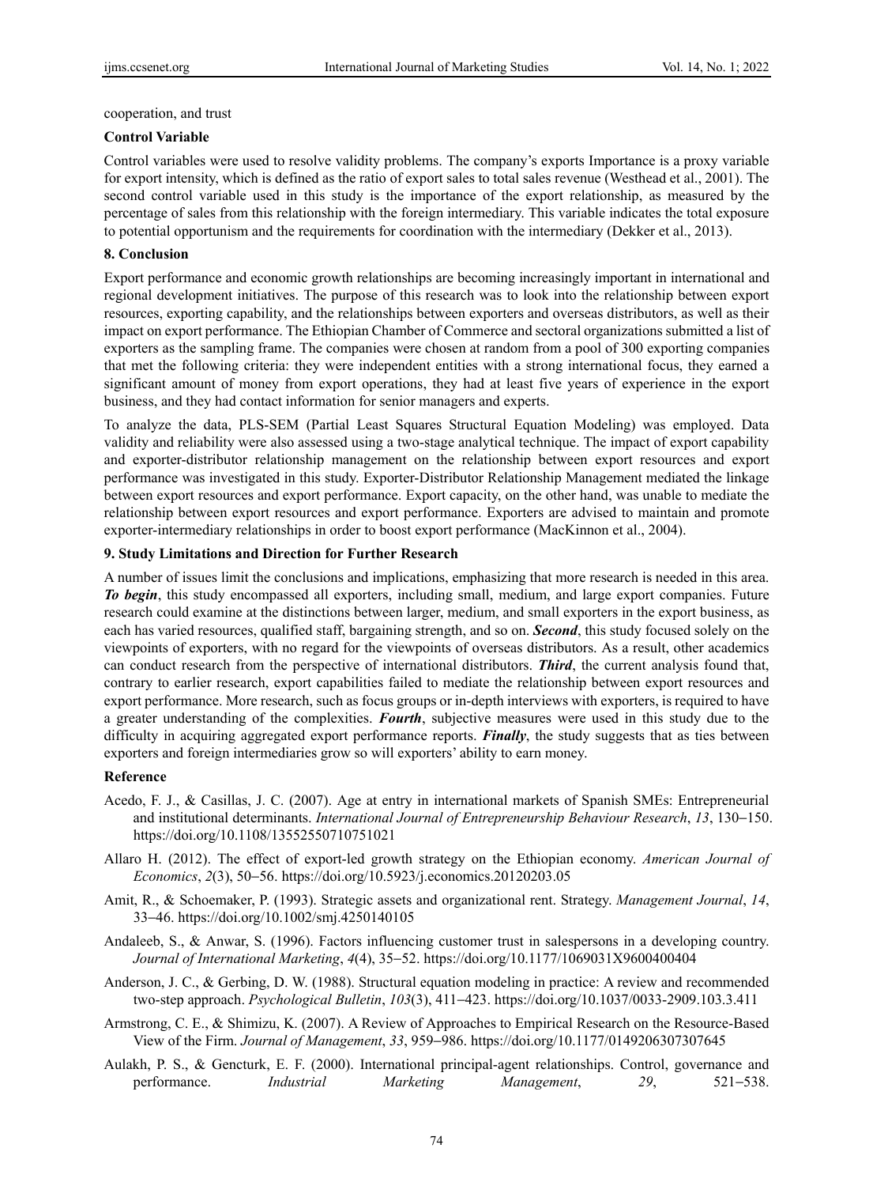cooperation, and trust

**Control Variable**

Control variables were used to resolve validity problems. The company's exports Importance is a proxy variable for export intensity, which is defined as the ratio of export sales to total sales revenue (Westhead et al., 2001). The second control variable used in this study is the importance of the export relationship, as measured by the percentage of sales from this relationship with the foreign intermediary. This variable indicates the total exposure to potential opportunism and the requirements for coordination with the intermediary (Dekker et al., 2013).

## 8. Conclusion

Export performance and economic growth relationships are becoming increasingly important in international and regional development initiatives. The purpose of this research was to look into the relationship between export resources, exporting capability, and the relationships between exporters and overseas distributors, as well as their impact on export performance. The Ethiopian Chamber of Commerce and sectoral organizations submitted a list of exporters as the sampling frame. The companies were chosen at random from a pool of 300 exporting companies that met the following criteria: they were independent entities with a strong international focus, they earned a significant amount of money from export operations, they had at least five years of experience in the export business, and they had contact information for senior managers and experts.

To analyze the data, PLS-SEM (Partial Least Squares Structural Equation Modeling) was employed. Data validity and reliability were also assessed using a two-stage analytical technique. The impact of export capability and exporter-distributor relationship management on the relationship between export resources and export performance was investigated in this study. Exporter-Distributor Relationship Management mediated the linkage between export resources and export performance. Export capacity, on the other hand, was unable to mediate the relationship between export resources and export performance. Exporters are advised to maintain and promote exporter-intermediary relationships in order to boost export performance (MacKinnon et al., 2004).

## 9. Study Limitations and Direction for Further Research

A number of issues limit the conclusions and implications, emphasizing that more research is needed in this area. ***To begin***, this study encompassed all exporters, including small, medium, and large export companies. Future research could examine at the distinctions between larger, medium, and small exporters in the export business, as each has varied resources, qualified staff, bargaining strength, and so on. ***Second***, this study focused solely on the viewpoints of exporters, with no regard for the viewpoints of overseas distributors. As a result, other academics can conduct research from the perspective of international distributors. ***Third***, the current analysis found that, contrary to earlier research, export capabilities failed to mediate the relationship between export resources and export performance. More research, such as focus groups or in-depth interviews with exporters, is required to have a greater understanding of the complexities. ***Fourth***, subjective measures were used in this study due to the difficulty in acquiring aggregated export performance reports. ***Finally***, the study suggests that as ties between exporters and foreign intermediaries grow so will exporters' ability to earn money.

## Reference

Acedo, F. J., & Casillas, J. C. (2007). Age at entry in international markets of Spanish SMEs: Entrepreneurial and institutional determinants. *International Journal of Entrepreneurship Behaviour Research*, *13*, 130‒150. https://doi.org/10.1108/13552550710751021

Allaro H. (2012). The effect of export-led growth strategy on the Ethiopian economy. *American Journal of Economics*, *2*(3), 50‒56. https://doi.org/10.5923/j.economics.20120203.05

Amit, R., & Schoemaker, P. (1993). Strategic assets and organizational rent. Strategy. *Management Journal*, *14*, 33‒46. https://doi.org/10.1002/smj.4250140105

Andaleeb, S., & Anwar, S. (1996). Factors influencing customer trust in salespersons in a developing country. *Journal of International Marketing*, *4*(4), 35‒52. https://doi.org/10.1177/1069031X9600400404

Anderson, J. C., & Gerbing, D. W. (1988). Structural equation modeling in practice: A review and recommended two-step approach. *Psychological Bulletin*, *103*(3), 411‒423. https://doi.org/10.1037/0033-2909.103.3.411

Armstrong, C. E., & Shimizu, K. (2007). A Review of Approaches to Empirical Research on the Resource-Based View of the Firm. *Journal of Management*, *33*, 959‒986. https://doi.org/10.1177/0149206307307645

Aulakh, P. S., & Gencturk, E. F. (2000). International principal-agent relationships. Control, governance and performance. *Industrial Marketing Management*, *29*, 521‒538.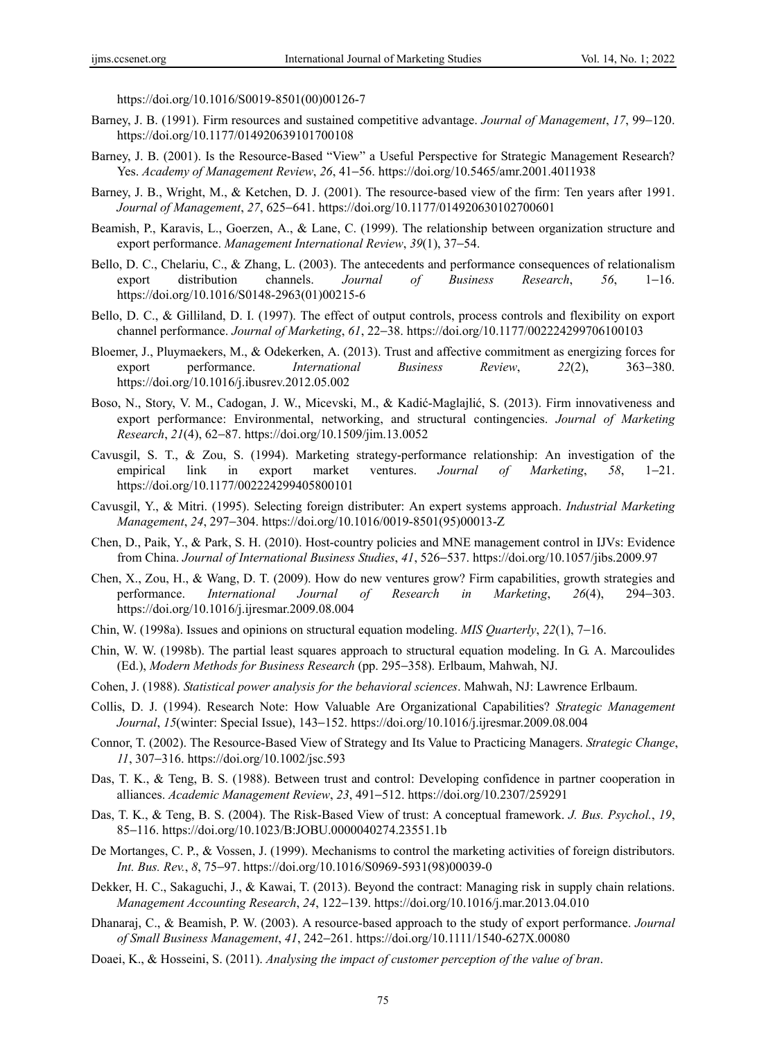https://doi.org/10.1016/S0019-8501(00)00126-7

Barney, J. B. (1991). Firm resources and sustained competitive advantage. *Journal of Management*, *17*, 99‒120. https://doi.org/10.1177/014920639101700108

Barney, J. B. (2001). Is the Resource-Based "View" a Useful Perspective for Strategic Management Research? Yes. *Academy of Management Review*, *26*, 41‒56. https://doi.org/10.5465/amr.2001.4011938

Barney, J. B., Wright, M., & Ketchen, D. J. (2001). The resource-based view of the firm: Ten years after 1991. *Journal of Management*, *27*, 625‒641. https://doi.org/10.1177/014920630102700601

Beamish, P., Karavis, L., Goerzen, A., & Lane, C. (1999). The relationship between organization structure and export performance. *Management International Review*, *39*(1), 37‒54.

Bello, D. C., Chelariu, C., & Zhang, L. (2003). The antecedents and performance consequences of relationalism export distribution channels. *Journal of Business Research*, *56*, 1‒16. https://doi.org/10.1016/S0148-2963(01)00215-6

Bello, D. C., & Gilliland, D. I. (1997). The effect of output controls, process controls and flexibility on export channel performance. *Journal of Marketing*, *61*, 22‒38. https://doi.org/10.1177/002224299706100103

Bloemer, J., Pluymaekers, M., & Odekerken, A. (2013). Trust and affective commitment as energizing forces for export performance. *International Business Review*, *22*(2), 363‒380. https://doi.org/10.1016/j.ibusrev.2012.05.002

Boso, N., Story, V. M., Cadogan, J. W., Micevski, M., & Kadić-Maglajlić, S. (2013). Firm innovativeness and export performance: Environmental, networking, and structural contingencies. *Journal of Marketing Research*, *21*(4), 62‒87. https://doi.org/10.1509/jim.13.0052

Cavusgil, S. T., & Zou, S. (1994). Marketing strategy-performance relationship: An investigation of the empirical link in export market ventures. *Journal of Marketing*, *58*, 1‒21. https://doi.org/10.1177/002224299405800101

Cavusgil, Y., & Mitri. (1995). Selecting foreign distributer: An expert systems approach. *Industrial Marketing Management*, *24*, 297‒304. https://doi.org/10.1016/0019-8501(95)00013-Z

Chen, D., Paik, Y., & Park, S. H. (2010). Host-country policies and MNE management control in IJVs: Evidence from China. *Journal of International Business Studies*, *41*, 526‒537. https://doi.org/10.1057/jibs.2009.97

Chen, X., Zou, H., & Wang, D. T. (2009). How do new ventures grow? Firm capabilities, growth strategies and performance. *International Journal of Research in Marketing*, *26*(4), 294‒303. https://doi.org/10.1016/j.ijresmar.2009.08.004

Chin, W. (1998a). Issues and opinions on structural equation modeling. *MIS Quarterly*, *22*(1), 7‒16.

Chin, W. W. (1998b). The partial least squares approach to structural equation modeling. In G. A. Marcoulides (Ed.), *Modern Methods for Business Research* (pp. 295‒358). Erlbaum, Mahwah, NJ.

Cohen, J. (1988). *Statistical power analysis for the behavioral sciences*. Mahwah, NJ: Lawrence Erlbaum.

Collis, D. J. (1994). Research Note: How Valuable Are Organizational Capabilities? *Strategic Management Journal*, *15*(winter: Special Issue), 143‒152. https://doi.org/10.1016/j.ijresmar.2009.08.004

Connor, T. (2002). The Resource-Based View of Strategy and Its Value to Practicing Managers. *Strategic Change*, *11*, 307‒316. https://doi.org/10.1002/jsc.593

Das, T. K., & Teng, B. S. (1988). Between trust and control: Developing confidence in partner cooperation in alliances. *Academic Management Review*, *23*, 491‒512. https://doi.org/10.2307/259291

Das, T. K., & Teng, B. S. (2004). The Risk-Based View of trust: A conceptual framework. *J. Bus. Psychol.*, *19*, 85‒116. https://doi.org/10.1023/B:JOBU.0000040274.23551.1b

De Mortanges, C. P., & Vossen, J. (1999). Mechanisms to control the marketing activities of foreign distributors. *Int. Bus. Rev.*, *8*, 75‒97. https://doi.org/10.1016/S0969-5931(98)00039-0

Dekker, H. C., Sakaguchi, J., & Kawai, T. (2013). Beyond the contract: Managing risk in supply chain relations. *Management Accounting Research*, *24*, 122‒139. https://doi.org/10.1016/j.mar.2013.04.010

Dhanaraj, C., & Beamish, P. W. (2003). A resource-based approach to the study of export performance. *Journal of Small Business Management*, *41*, 242‒261. https://doi.org/10.1111/1540-627X.00080

Doaei, K., & Hosseini, S. (2011). *Analysing the impact of customer perception of the value of bran*.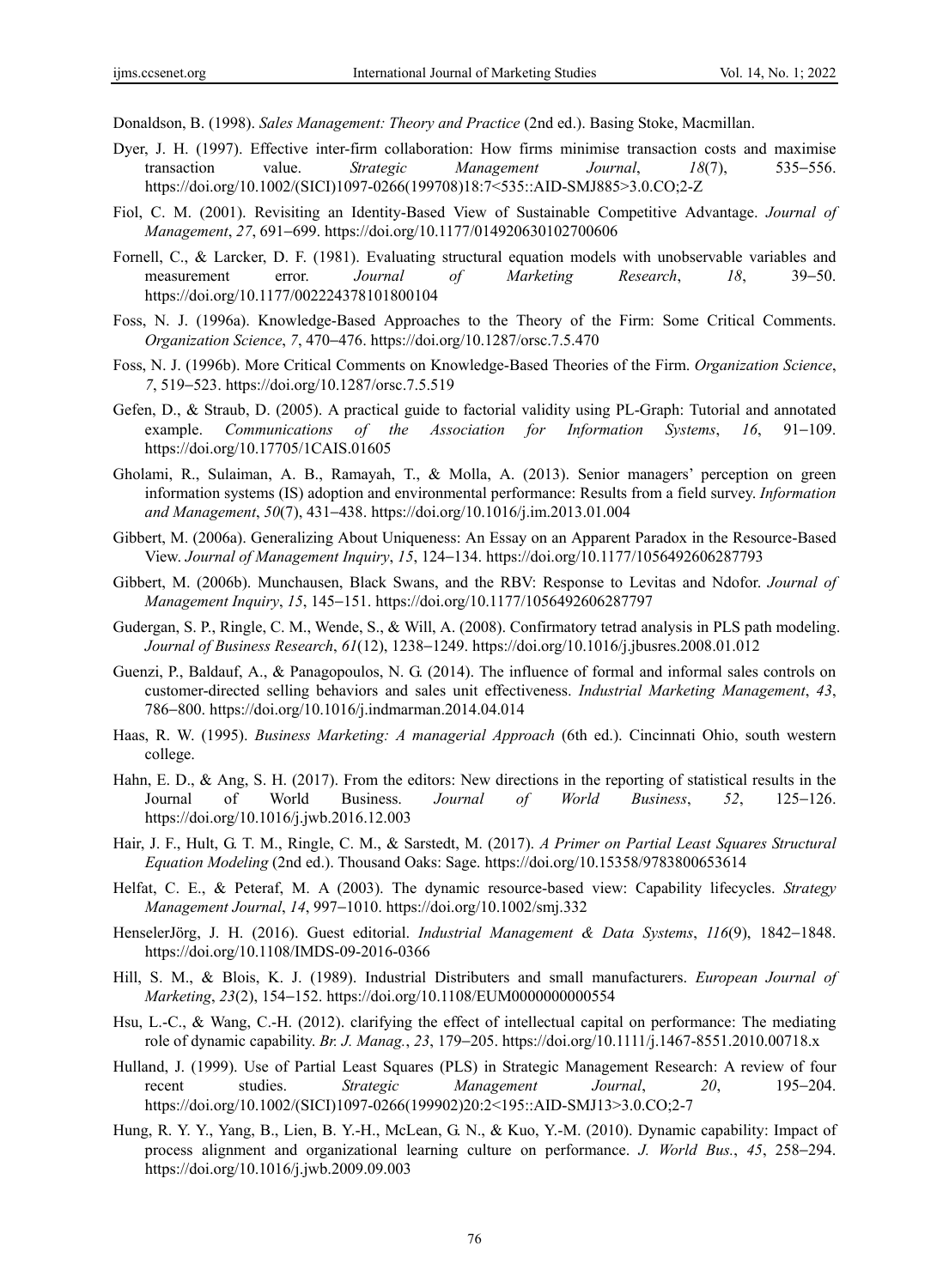Donaldson, B. (1998). *Sales Management: Theory and Practice* (2nd ed.). Basing Stoke, Macmillan.

Dyer, J. H. (1997). Effective inter-firm collaboration: How firms minimise transaction costs and maximise transaction value. *Strategic Management Journal*, *18*(7), 535–556. https://doi.org/10.1002/(SICI)1097-0266(199708)18:7<535::AID-SMJ885>3.0.CO;2-Z

Fiol, C. M. (2001). Revisiting an Identity-Based View of Sustainable Competitive Advantage. *Journal of Management*, *27*, 691–699. https://doi.org/10.1177/014920630102700606

Fornell, C., & Larcker, D. F. (1981). Evaluating structural equation models with unobservable variables and measurement error. *Journal of Marketing Research*, *18*, 39–50. https://doi.org/10.1177/002224378101800104

Foss, N. J. (1996a). Knowledge-Based Approaches to the Theory of the Firm: Some Critical Comments. *Organization Science*, *7*, 470–476. https://doi.org/10.1287/orsc.7.5.470

Foss, N. J. (1996b). More Critical Comments on Knowledge-Based Theories of the Firm. *Organization Science*, *7*, 519–523. https://doi.org/10.1287/orsc.7.5.519

Gefen, D., & Straub, D. (2005). A practical guide to factorial validity using PL-Graph: Tutorial and annotated example. *Communications of the Association for Information Systems*, *16*, 91–109. https://doi.org/10.17705/1CAIS.01605

Gholami, R., Sulaiman, A. B., Ramayah, T., & Molla, A. (2013). Senior managers' perception on green information systems (IS) adoption and environmental performance: Results from a field survey. *Information and Management*, *50*(7), 431–438. https://doi.org/10.1016/j.im.2013.01.004

Gibbert, M. (2006a). Generalizing About Uniqueness: An Essay on an Apparent Paradox in the Resource-Based View. *Journal of Management Inquiry*, *15*, 124–134. https://doi.org/10.1177/1056492606287793

Gibbert, M. (2006b). Munchausen, Black Swans, and the RBV: Response to Levitas and Ndofor. *Journal of Management Inquiry*, *15*, 145–151. https://doi.org/10.1177/1056492606287797

Gudergan, S. P., Ringle, C. M., Wende, S., & Will, A. (2008). Confirmatory tetrad analysis in PLS path modeling. *Journal of Business Research*, *61*(12), 1238–1249. https://doi.org/10.1016/j.jbusres.2008.01.012

Guenzi, P., Baldauf, A., & Panagopoulos, N. G. (2014). The influence of formal and informal sales controls on customer-directed selling behaviors and sales unit effectiveness. *Industrial Marketing Management*, *43*, 786–800. https://doi.org/10.1016/j.indmarman.2014.04.014

Haas, R. W. (1995). *Business Marketing: A managerial Approach* (6th ed.). Cincinnati Ohio, south western college.

Hahn, E. D., & Ang, S. H. (2017). From the editors: New directions in the reporting of statistical results in the Journal of World Business. *Journal of World Business*, *52*, 125–126. https://doi.org/10.1016/j.jwb.2016.12.003

Hair, J. F., Hult, G. T. M., Ringle, C. M., & Sarstedt, M. (2017). *A Primer on Partial Least Squares Structural Equation Modeling* (2nd ed.). Thousand Oaks: Sage. https://doi.org/10.15358/9783800653614

Helfat, C. E., & Peteraf, M. A (2003). The dynamic resource-based view: Capability lifecycles. *Strategy Management Journal*, *14*, 997–1010. https://doi.org/10.1002/smj.332

HenselerJörg, J. H. (2016). Guest editorial. *Industrial Management & Data Systems*, *116*(9), 1842–1848. https://doi.org/10.1108/IMDS-09-2016-0366

Hill, S. M., & Blois, K. J. (1989). Industrial Distributers and small manufacturers. *European Journal of Marketing*, *23*(2), 154–152. https://doi.org/10.1108/EUM0000000000554

Hsu, L.-C., & Wang, C.-H. (2012). clarifying the effect of intellectual capital on performance: The mediating role of dynamic capability. *Br. J. Manag.*, *23*, 179–205. https://doi.org/10.1111/j.1467-8551.2010.00718.x

Hulland, J. (1999). Use of Partial Least Squares (PLS) in Strategic Management Research: A review of four recent studies. *Strategic Management Journal*, *20*, 195–204. https://doi.org/10.1002/(SICI)1097-0266(199902)20:2<195::AID-SMJ13>3.0.CO;2-7

Hung, R. Y. Y., Yang, B., Lien, B. Y.-H., McLean, G. N., & Kuo, Y.-M. (2010). Dynamic capability: Impact of process alignment and organizational learning culture on performance. *J. World Bus.*, *45*, 258–294. https://doi.org/10.1016/j.jwb.2009.09.003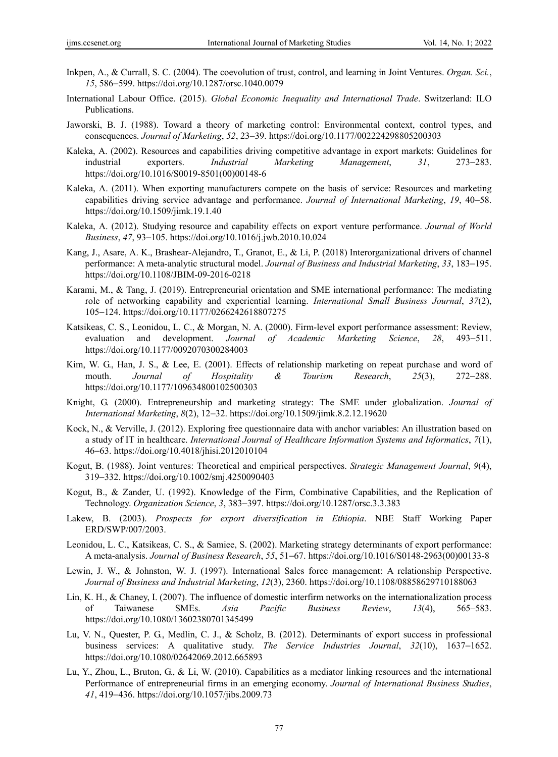Inkpen, A., & Currall, S. C. (2004). The coevolution of trust, control, and learning in Joint Ventures. *Organ. Sci.*, *15*, 586–599. https://doi.org/10.1287/orsc.1040.0079

International Labour Office. (2015). *Global Economic Inequality and International Trade*. Switzerland: ILO Publications.

Jaworski, B. J. (1988). Toward a theory of marketing control: Environmental context, control types, and consequences. *Journal of Marketing*, *52*, 23–39. https://doi.org/10.1177/002224298805200303

Kaleka, A. (2002). Resources and capabilities driving competitive advantage in export markets: Guidelines for industrial exporters. *Industrial Marketing Management*, *31*, 273–283. https://doi.org/10.1016/S0019-8501(00)00148-6

Kaleka, A. (2011). When exporting manufacturers compete on the basis of service: Resources and marketing capabilities driving service advantage and performance. *Journal of International Marketing*, *19*, 40–58. https://doi.org/10.1509/jimk.19.1.40

Kaleka, A. (2012). Studying resource and capability effects on export venture performance. *Journal of World Business*, *47*, 93–105. https://doi.org/10.1016/j.jwb.2010.10.024

Kang, J., Asare, A. K., Brashear-Alejandro, T., Granot, E., & Li, P. (2018) Interorganizational drivers of channel performance: A meta-analytic structural model. *Journal of Business and Industrial Marketing*, *33*, 183–195. https://doi.org/10.1108/JBIM-09-2016-0218

Karami, M., & Tang, J. (2019). Entrepreneurial orientation and SME international performance: The mediating role of networking capability and experiential learning. *International Small Business Journal*, *37*(2), 105–124. https://doi.org/10.1177/0266242618807275

Katsikeas, C. S., Leonidou, L. C., & Morgan, N. A. (2000). Firm-level export performance assessment: Review, evaluation and development. *Journal of Academic Marketing Science*, *28*, 493–511. https://doi.org/10.1177/0092070300284003

Kim, W. G., Han, J. S., & Lee, E. (2001). Effects of relationship marketing on repeat purchase and word of mouth. *Journal of Hospitality & Tourism Research*, *25*(3), 272–288. https://doi.org/10.1177/109634800102500303

Knight, G. (2000). Entrepreneurship and marketing strategy: The SME under globalization. *Journal of International Marketing*, *8*(2), 12–32. https://doi.org/10.1509/jimk.8.2.12.19620

Kock, N., & Verville, J. (2012). Exploring free questionnaire data with anchor variables: An illustration based on a study of IT in healthcare. *International Journal of Healthcare Information Systems and Informatics*, *7*(1), 46–63. https://doi.org/10.4018/jhisi.2012010104

Kogut, B. (1988). Joint ventures: Theoretical and empirical perspectives. *Strategic Management Journal*, *9*(4), 319–332. https://doi.org/10.1002/smj.4250090403

Kogut, B., & Zander, U. (1992). Knowledge of the Firm, Combinative Capabilities, and the Replication of Technology. *Organization Science*, *3*, 383–397. https://doi.org/10.1287/orsc.3.3.383

Lakew, B. (2003). *Prospects for export diversification in Ethiopia*. NBE Staff Working Paper ERD/SWP/007/2003.

Leonidou, L. C., Katsikeas, C. S., & Samiee, S. (2002). Marketing strategy determinants of export performance: A meta-analysis. *Journal of Business Research*, *55*, 51–67. https://doi.org/10.1016/S0148-2963(00)00133-8

Lewin, J. W., & Johnston, W. J. (1997). International Sales force management: A relationship Perspective. *Journal of Business and Industrial Marketing*, *12*(3), 2360. https://doi.org/10.1108/08858629710188063

Lin, K. H., & Chaney, I. (2007). The influence of domestic interfirm networks on the internationalization process of Taiwanese SMEs. *Asia Pacific Business Review*, *13*(4), 565–583. https://doi.org/10.1080/13602380701345499

Lu, V. N., Quester, P. G., Medlin, C. J., & Scholz, B. (2012). Determinants of export success in professional business services: A qualitative study. *The Service Industries Journal*, *32*(10), 1637–1652. https://doi.org/10.1080/02642069.2012.665893

Lu, Y., Zhou, L., Bruton, G., & Li, W. (2010). Capabilities as a mediator linking resources and the international Performance of entrepreneurial firms in an emerging economy. *Journal of International Business Studies*, *41*, 419–436. https://doi.org/10.1057/jibs.2009.73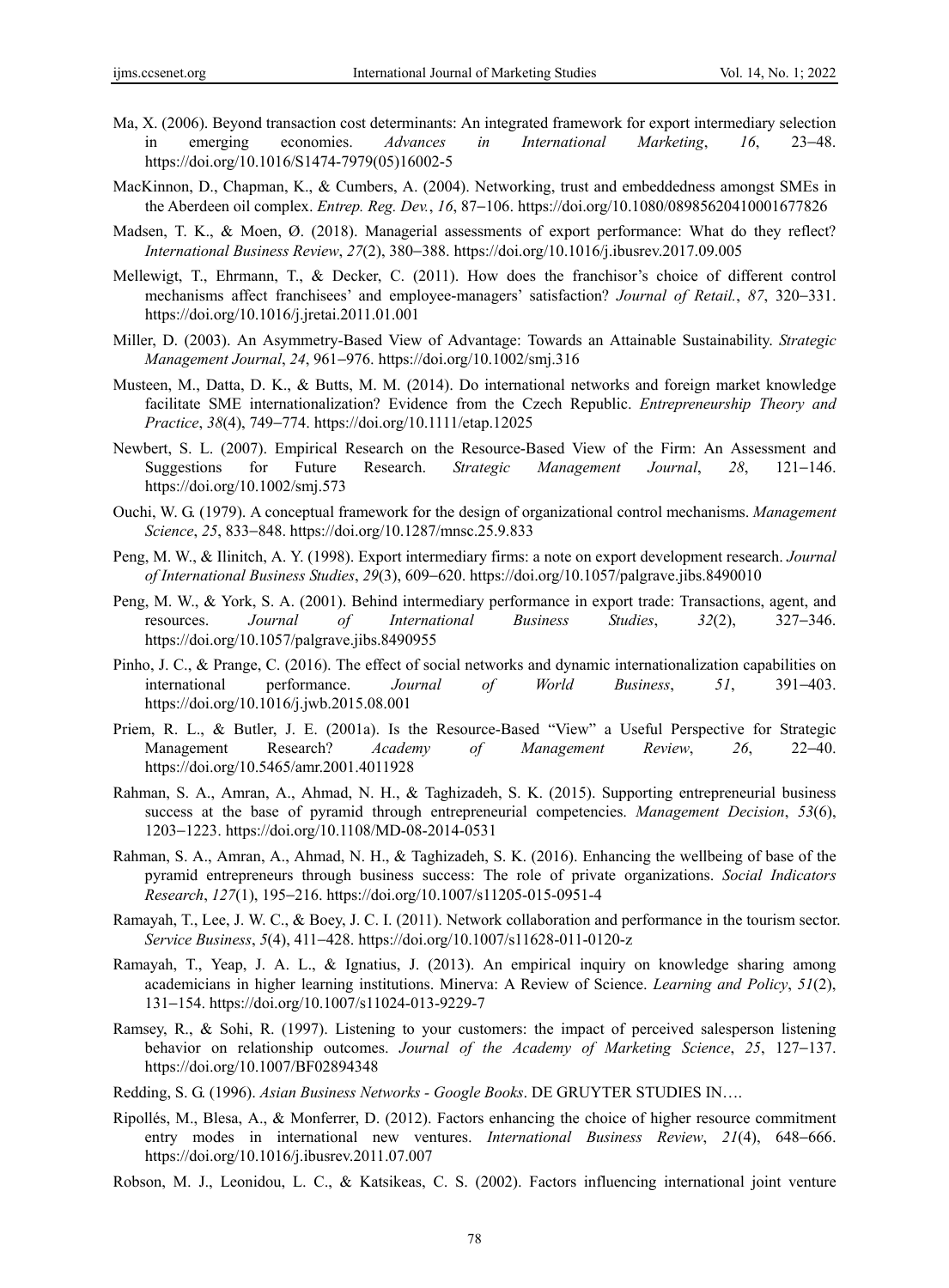Ma, X. (2006). Beyond transaction cost determinants: An integrated framework for export intermediary selection in emerging economies. *Advances in International Marketing*, *16*, 23–48. https://doi.org/10.1016/S1474-7979(05)16002-5

MacKinnon, D., Chapman, K., & Cumbers, A. (2004). Networking, trust and embeddedness amongst SMEs in the Aberdeen oil complex. *Entrep. Reg. Dev.*, *16*, 87–106. https://doi.org/10.1080/08985620410001677826

Madsen, T. K., & Moen, Ø. (2018). Managerial assessments of export performance: What do they reflect? *International Business Review*, *27*(2), 380–388. https://doi.org/10.1016/j.ibusrev.2017.09.005

Mellewigt, T., Ehrmann, T., & Decker, C. (2011). How does the franchisor's choice of different control mechanisms affect franchisees' and employee-managers' satisfaction? *Journal of Retail.*, *87*, 320–331. https://doi.org/10.1016/j.jretai.2011.01.001

Miller, D. (2003). An Asymmetry-Based View of Advantage: Towards an Attainable Sustainability. *Strategic Management Journal*, *24*, 961–976. https://doi.org/10.1002/smj.316

Musteen, M., Datta, D. K., & Butts, M. M. (2014). Do international networks and foreign market knowledge facilitate SME internationalization? Evidence from the Czech Republic. *Entrepreneurship Theory and Practice*, *38*(4), 749–774. https://doi.org/10.1111/etap.12025

Newbert, S. L. (2007). Empirical Research on the Resource-Based View of the Firm: An Assessment and Suggestions for Future Research. *Strategic Management Journal*, *28*, 121–146. https://doi.org/10.1002/smj.573

Ouchi, W. G. (1979). A conceptual framework for the design of organizational control mechanisms. *Management Science*, *25*, 833–848. https://doi.org/10.1287/mnsc.25.9.833

Peng, M. W., & Ilinitch, A. Y. (1998). Export intermediary firms: a note on export development research. *Journal of International Business Studies*, *29*(3), 609–620. https://doi.org/10.1057/palgrave.jibs.8490010

Peng, M. W., & York, S. A. (2001). Behind intermediary performance in export trade: Transactions, agent, and resources. *Journal of International Business Studies*, *32*(2), 327–346. https://doi.org/10.1057/palgrave.jibs.8490955

Pinho, J. C., & Prange, C. (2016). The effect of social networks and dynamic internationalization capabilities on international performance. *Journal of World Business*, *51*, 391–403. https://doi.org/10.1016/j.jwb.2015.08.001

Priem, R. L., & Butler, J. E. (2001a). Is the Resource-Based "View" a Useful Perspective for Strategic Management Research? *Academy of Management Review*, *26*, 22–40. https://doi.org/10.5465/amr.2001.4011928

Rahman, S. A., Amran, A., Ahmad, N. H., & Taghizadeh, S. K. (2015). Supporting entrepreneurial business success at the base of pyramid through entrepreneurial competencies. *Management Decision*, *53*(6), 1203–1223. https://doi.org/10.1108/MD-08-2014-0531

Rahman, S. A., Amran, A., Ahmad, N. H., & Taghizadeh, S. K. (2016). Enhancing the wellbeing of base of the pyramid entrepreneurs through business success: The role of private organizations. *Social Indicators Research*, *127*(1), 195–216. https://doi.org/10.1007/s11205-015-0951-4

Ramayah, T., Lee, J. W. C., & Boey, J. C. I. (2011). Network collaboration and performance in the tourism sector. *Service Business*, *5*(4), 411–428. https://doi.org/10.1007/s11628-011-0120-z

Ramayah, T., Yeap, J. A. L., & Ignatius, J. (2013). An empirical inquiry on knowledge sharing among academicians in higher learning institutions. Minerva: A Review of Science. *Learning and Policy*, *51*(2), 131–154. https://doi.org/10.1007/s11024-013-9229-7

Ramsey, R., & Sohi, R. (1997). Listening to your customers: the impact of perceived salesperson listening behavior on relationship outcomes. *Journal of the Academy of Marketing Science*, *25*, 127–137. https://doi.org/10.1007/BF02894348

Redding, S. G. (1996). *Asian Business Networks - Google Books*. DE GRUYTER STUDIES IN….

Ripollés, M., Blesa, A., & Monferrer, D. (2012). Factors enhancing the choice of higher resource commitment entry modes in international new ventures. *International Business Review*, *21*(4), 648–666. https://doi.org/10.1016/j.ibusrev.2011.07.007

Robson, M. J., Leonidou, L. C., & Katsikeas, C. S. (2002). Factors influencing international joint venture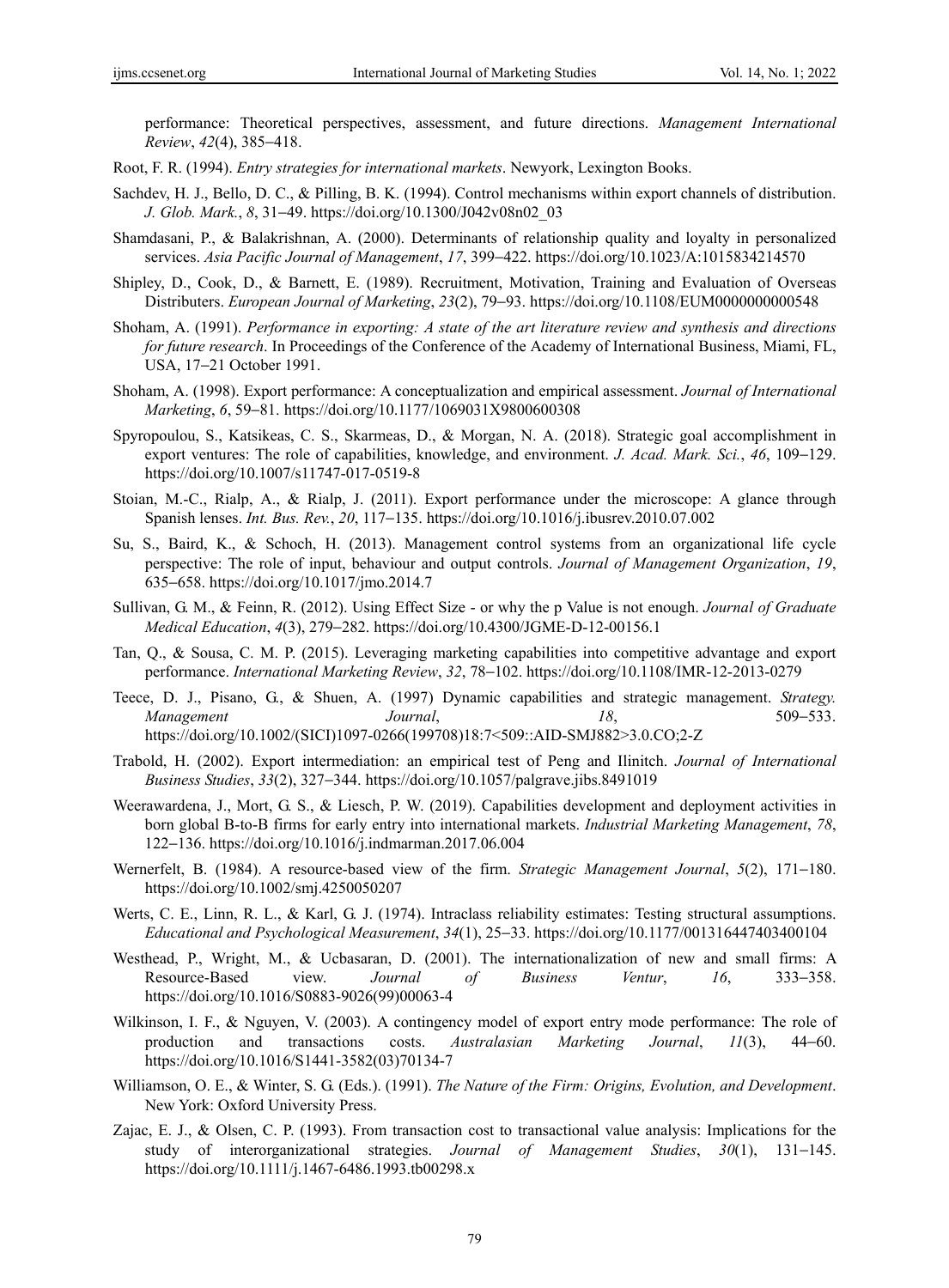performance: Theoretical perspectives, assessment, and future directions. *Management International Review*, *42*(4), 385–418.

Root, F. R. (1994). *Entry strategies for international markets*. Newyork, Lexington Books.

Sachdev, H. J., Bello, D. C., & Pilling, B. K. (1994). Control mechanisms within export channels of distribution. *J. Glob. Mark.*, *8*, 31–49. https://doi.org/10.1300/J042v08n02_03

Shamdasani, P., & Balakrishnan, A. (2000). Determinants of relationship quality and loyalty in personalized services. *Asia Pacific Journal of Management*, *17*, 399–422. https://doi.org/10.1023/A:1015834214570

Shipley, D., Cook, D., & Barnett, E. (1989). Recruitment, Motivation, Training and Evaluation of Overseas Distributers. *European Journal of Marketing*, *23*(2), 79–93. https://doi.org/10.1108/EUM0000000000548

Shoham, A. (1991). *Performance in exporting: A state of the art literature review and synthesis and directions for future research*. In Proceedings of the Conference of the Academy of International Business, Miami, FL, USA, 17–21 October 1991.

Shoham, A. (1998). Export performance: A conceptualization and empirical assessment. *Journal of International Marketing*, *6*, 59–81. https://doi.org/10.1177/1069031X9800600308

Spyropoulou, S., Katsikeas, C. S., Skarmeas, D., & Morgan, N. A. (2018). Strategic goal accomplishment in export ventures: The role of capabilities, knowledge, and environment. *J. Acad. Mark. Sci.*, *46*, 109–129. https://doi.org/10.1007/s11747-017-0519-8

Stoian, M.-C., Rialp, A., & Rialp, J. (2011). Export performance under the microscope: A glance through Spanish lenses. *Int. Bus. Rev.*, *20*, 117–135. https://doi.org/10.1016/j.ibusrev.2010.07.002

Su, S., Baird, K., & Schoch, H. (2013). Management control systems from an organizational life cycle perspective: The role of input, behaviour and output controls. *Journal of Management Organization*, *19*, 635–658. https://doi.org/10.1017/jmo.2014.7

Sullivan, G. M., & Feinn, R. (2012). Using Effect Size - or why the p Value is not enough. *Journal of Graduate Medical Education*, *4*(3), 279–282. https://doi.org/10.4300/JGME-D-12-00156.1

Tan, Q., & Sousa, C. M. P. (2015). Leveraging marketing capabilities into competitive advantage and export performance. *International Marketing Review*, *32*, 78–102. https://doi.org/10.1108/IMR-12-2013-0279

Teece, D. J., Pisano, G., & Shuen, A. (1997) Dynamic capabilities and strategic management. *Strategy. Management Journal*, *18*, 509–533. https://doi.org/10.1002/(SICI)1097-0266(199708)18:7<509::AID-SMJ882>3.0.CO;2-Z

Trabold, H. (2002). Export intermediation: an empirical test of Peng and Ilinitch. *Journal of International Business Studies*, *33*(2), 327–344. https://doi.org/10.1057/palgrave.jibs.8491019

Weerawardena, J., Mort, G. S., & Liesch, P. W. (2019). Capabilities development and deployment activities in born global B-to-B firms for early entry into international markets. *Industrial Marketing Management*, *78*, 122–136. https://doi.org/10.1016/j.indmarman.2017.06.004

Wernerfelt, B. (1984). A resource-based view of the firm. *Strategic Management Journal*, *5*(2), 171–180. https://doi.org/10.1002/smj.4250050207

Werts, C. E., Linn, R. L., & Karl, G. J. (1974). Intraclass reliability estimates: Testing structural assumptions. *Educational and Psychological Measurement*, *34*(1), 25–33. https://doi.org/10.1177/001316447403400104

Westhead, P., Wright, M., & Ucbasaran, D. (2001). The internationalization of new and small firms: A Resource-Based view. *Journal of Business Ventur*, *16*, 333–358. https://doi.org/10.1016/S0883-9026(99)00063-4

Wilkinson, I. F., & Nguyen, V. (2003). A contingency model of export entry mode performance: The role of production and transactions costs. *Australasian Marketing Journal*, *11*(3), 44–60. https://doi.org/10.1016/S1441-3582(03)70134-7

Williamson, O. E., & Winter, S. G. (Eds.). (1991). *The Nature of the Firm: Origins, Evolution, and Development*. New York: Oxford University Press.

Zajac, E. J., & Olsen, C. P. (1993). From transaction cost to transactional value analysis: Implications for the study of interorganizational strategies. *Journal of Management Studies*, *30*(1), 131–145. https://doi.org/10.1111/j.1467-6486.1993.tb00298.x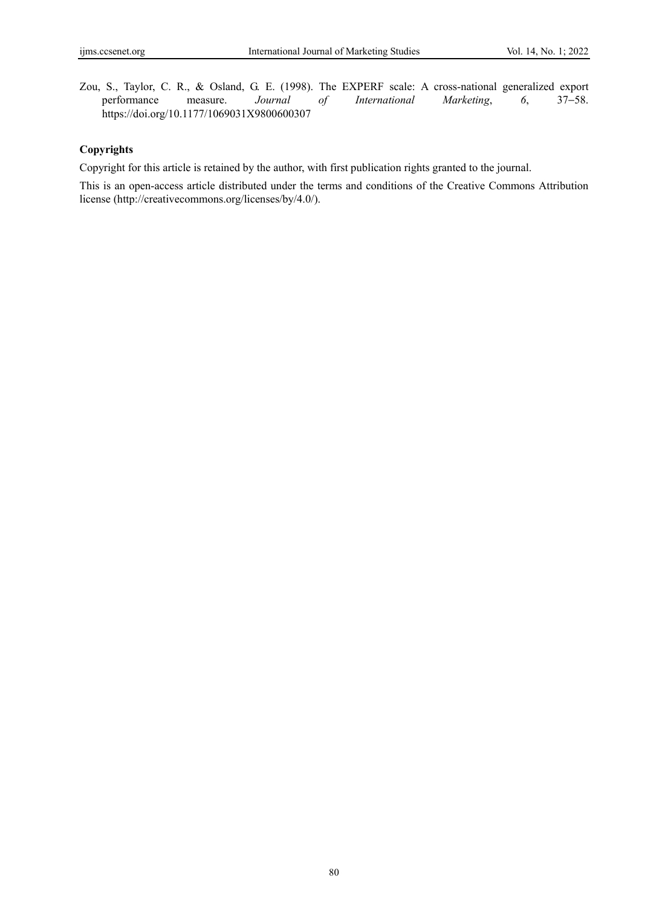Zou, S., Taylor, C. R., & Osland, G. E. (1998). The EXPERF scale: A cross-national generalized export performance measure. *Journal of International Marketing*, *6*, 37–58. https://doi.org/10.1177/1069031X9800600307

**Copyrights**

Copyright for this article is retained by the author, with first publication rights granted to the journal.

This is an open-access article distributed under the terms and conditions of the Creative Commons Attribution license (http://creativecommons.org/licenses/by/4.0/).